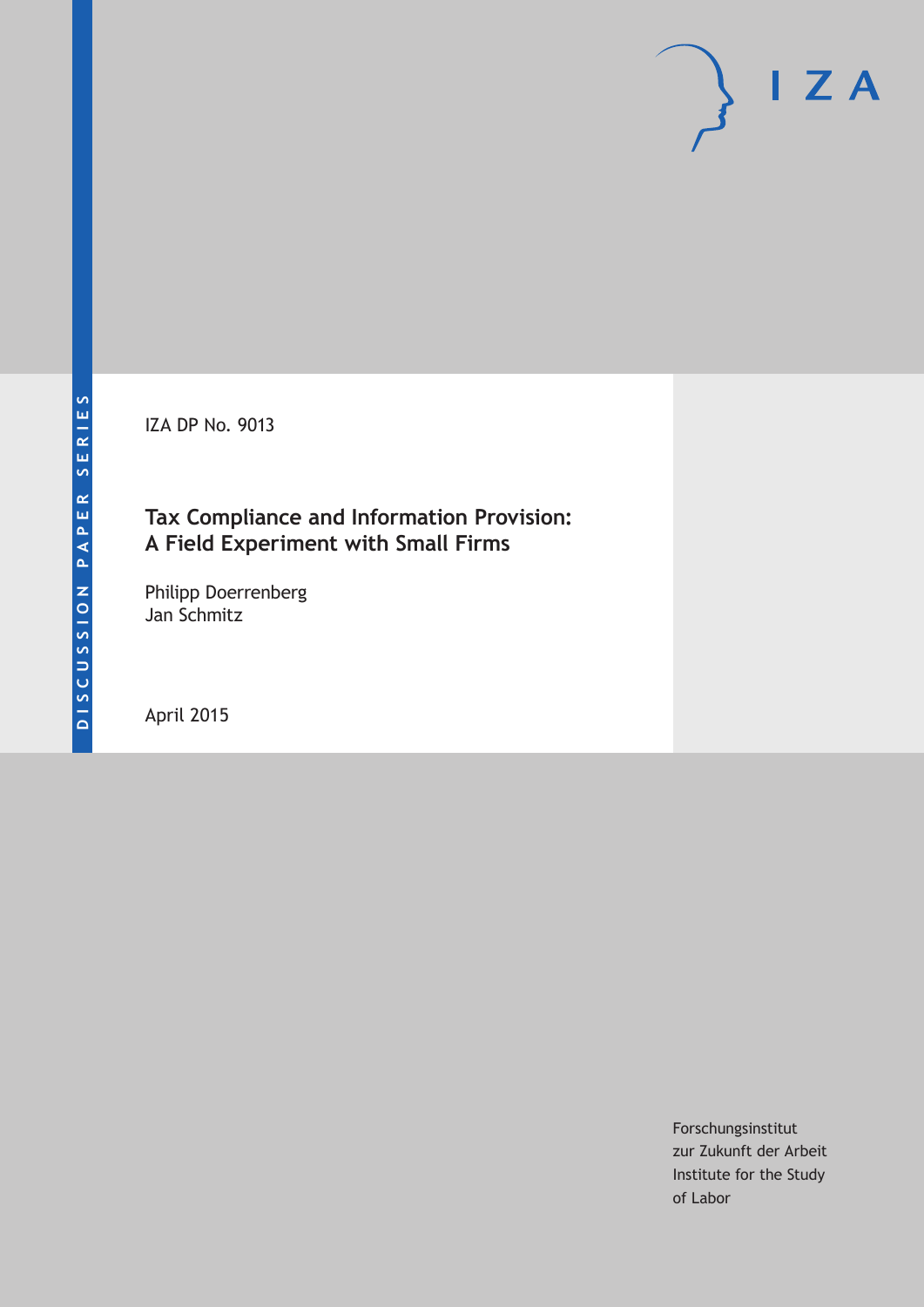DISCUSSION PAPER SERIES

IZA

IZA DP No. 9013

# Tax Compliance and Information Provision: A Field Experiment with Small Firms

Philipp Doerrenberg
Jan Schmitz

April 2015

Forschungsinstitut
zur Zukunft der Arbeit
Institute for the Study
of Labor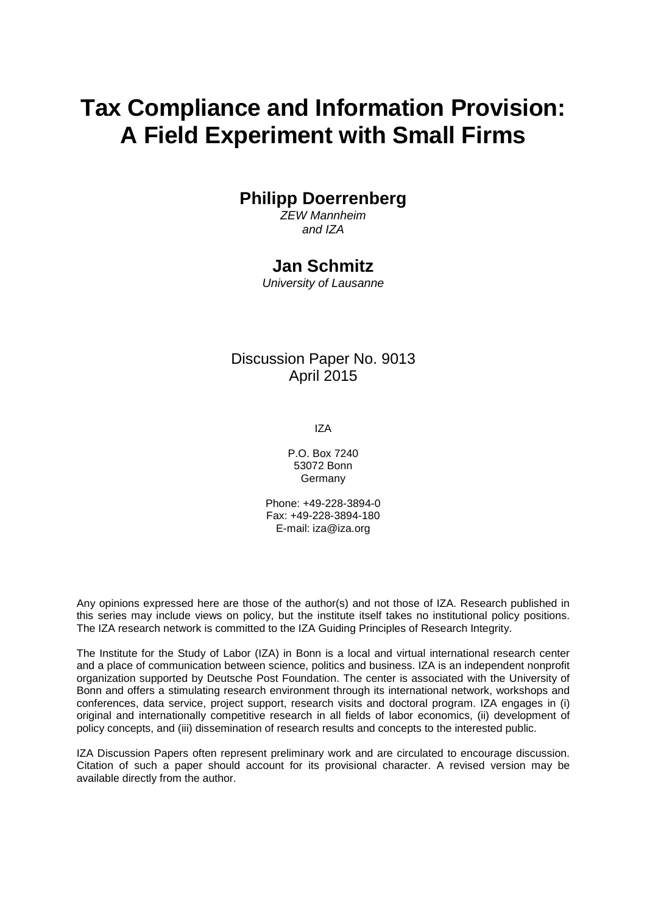# Tax Compliance and Information Provision: A Field Experiment with Small Firms

**Philipp Doerrenberg**

*ZEW Mannheim and IZA*

**Jan Schmitz**

*University of Lausanne*

Discussion Paper No. 9013
April 2015

IZA

P.O. Box 7240
53072 Bonn
Germany

Phone: +49-228-3894-0
Fax: +49-228-3894-180
E-mail: iza@iza.org

Any opinions expressed here are those of the author(s) and not those of IZA. Research published in this series may include views on policy, but the institute itself takes no institutional policy positions. The IZA research network is committed to the IZA Guiding Principles of Research Integrity.

The Institute for the Study of Labor (IZA) in Bonn is a local and virtual international research center and a place of communication between science, politics and business. IZA is an independent nonprofit organization supported by Deutsche Post Foundation. The center is associated with the University of Bonn and offers a stimulating research environment through its international network, workshops and conferences, data service, project support, research visits and doctoral program. IZA engages in (i) original and internationally competitive research in all fields of labor economics, (ii) development of policy concepts, and (iii) dissemination of research results and concepts to the interested public.

IZA Discussion Papers often represent preliminary work and are circulated to encourage discussion. Citation of such a paper should account for its provisional character. A revised version may be available directly from the author.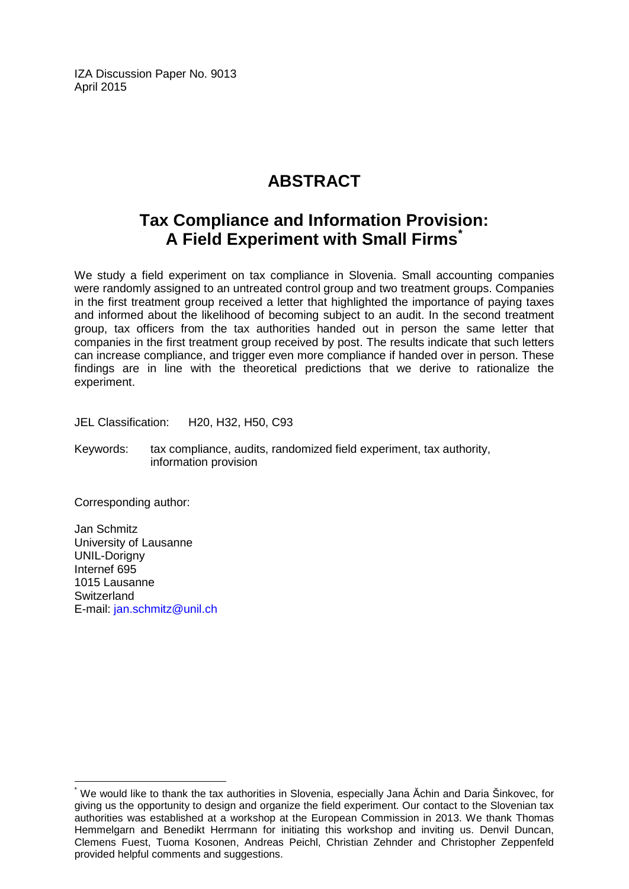IZA Discussion Paper No. 9013
April 2015

# ABSTRACT

## Tax Compliance and Information Provision: A Field Experiment with Small Firms[*]

We study a field experiment on tax compliance in Slovenia. Small accounting companies were randomly assigned to an untreated control group and two treatment groups. Companies in the first treatment group received a letter that highlighted the importance of paying taxes and informed about the likelihood of becoming subject to an audit. In the second treatment group, tax officers from the tax authorities handed out in person the same letter that companies in the first treatment group received by post. The results indicate that such letters can increase compliance, and trigger even more compliance if handed over in person. These findings are in line with the theoretical predictions that we derive to rationalize the experiment.

JEL Classification: H20, H32, H50, C93

Keywords: tax compliance, audits, randomized field experiment, tax authority, information provision

Corresponding author:

Jan Schmitz
University of Lausanne
UNIL-Dorigny
Internef 695
1015 Lausanne
Switzerland
E-mail: jan.schmitz@unil.ch

---

[*] We would like to thank the tax authorities in Slovenia, especially Jana Ăchin and Daria Šinkovec, for giving us the opportunity to design and organize the field experiment. Our contact to the Slovenian tax authorities was established at a workshop at the European Commission in 2013. We thank Thomas Hemmelgarn and Benedikt Herrmann for initiating this workshop and inviting us. Denvil Duncan, Clemens Fuest, Tuoma Kosonen, Andreas Peichl, Christian Zehnder and Christopher Zeppenfeld provided helpful comments and suggestions.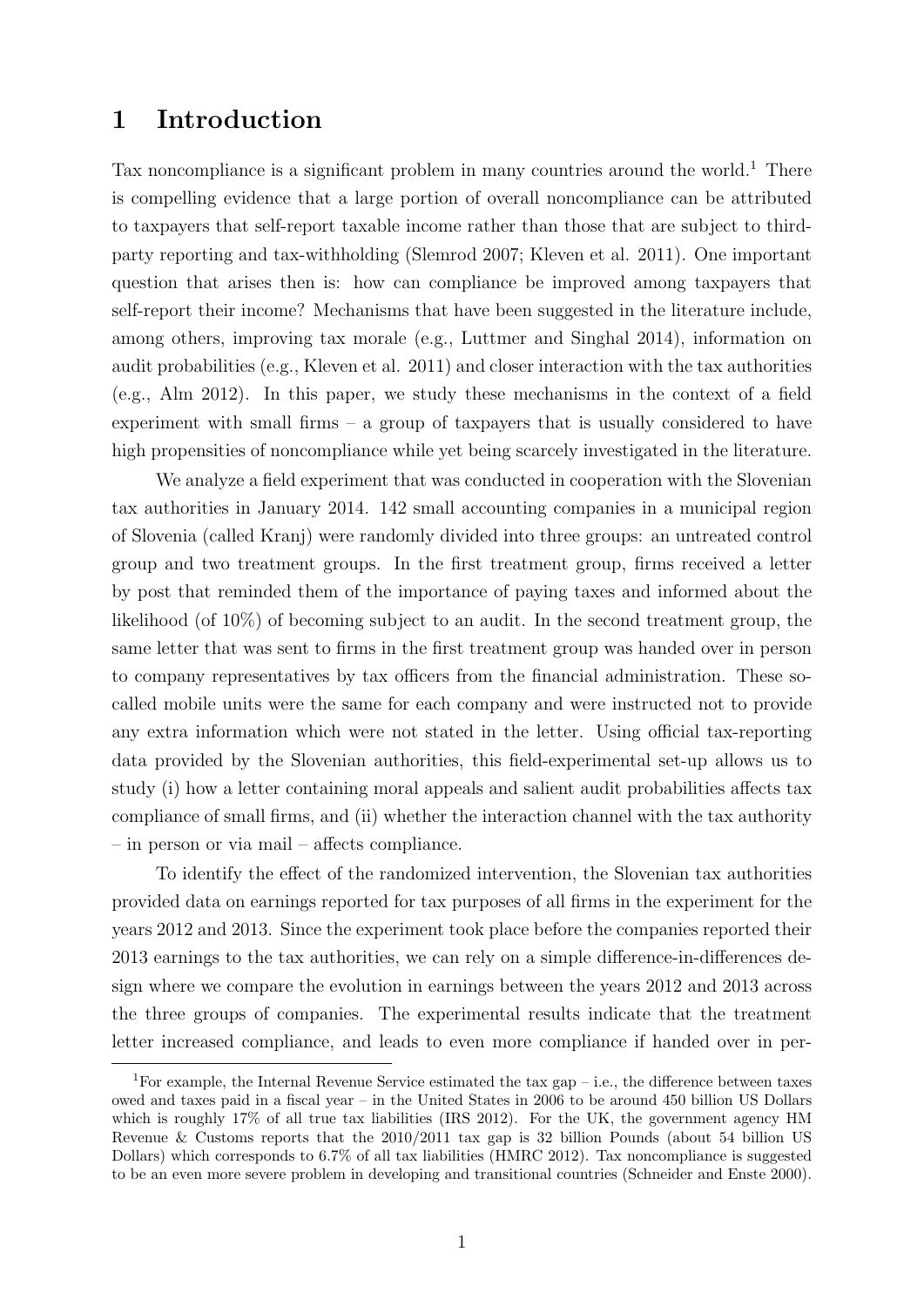# 1 Introduction

Tax noncompliance is a significant problem in many countries around the world.[1] There is compelling evidence that a large portion of overall noncompliance can be attributed to taxpayers that self-report taxable income rather than those that are subject to third-party reporting and tax-withholding (Slemrod 2007; Kleven et al. 2011). One important question that arises then is: how can compliance be improved among taxpayers that self-report their income? Mechanisms that have been suggested in the literature include, among others, improving tax morale (e.g., Luttmer and Singhal 2014), information on audit probabilities (e.g., Kleven et al. 2011) and closer interaction with the tax authorities (e.g., Alm 2012). In this paper, we study these mechanisms in the context of a field experiment with small firms – a group of taxpayers that is usually considered to have high propensities of noncompliance while yet being scarcely investigated in the literature.

We analyze a field experiment that was conducted in cooperation with the Slovenian tax authorities in January 2014. 142 small accounting companies in a municipal region of Slovenia (called Kranj) were randomly divided into three groups: an untreated control group and two treatment groups. In the first treatment group, firms received a letter by post that reminded them of the importance of paying taxes and informed about the likelihood (of 10%) of becoming subject to an audit. In the second treatment group, the same letter that was sent to firms in the first treatment group was handed over in person to company representatives by tax officers from the financial administration. These so-called mobile units were the same for each company and were instructed not to provide any extra information which were not stated in the letter. Using official tax-reporting data provided by the Slovenian authorities, this field-experimental set-up allows us to study (i) how a letter containing moral appeals and salient audit probabilities affects tax compliance of small firms, and (ii) whether the interaction channel with the tax authority – in person or via mail – affects compliance.

To identify the effect of the randomized intervention, the Slovenian tax authorities provided data on earnings reported for tax purposes of all firms in the experiment for the years 2012 and 2013. Since the experiment took place before the companies reported their 2013 earnings to the tax authorities, we can rely on a simple difference-in-differences design where we compare the evolution in earnings between the years 2012 and 2013 across the three groups of companies. The experimental results indicate that the treatment letter increased compliance, and leads to even more compliance if handed over in per-

[1] For example, the Internal Revenue Service estimated the tax gap – i.e., the difference between taxes owed and taxes paid in a fiscal year – in the United States in 2006 to be around 450 billion US Dollars which is roughly 17% of all true tax liabilities (IRS 2012). For the UK, the government agency HM Revenue & Customs reports that the 2010/2011 tax gap is 32 billion Pounds (about 54 billion US Dollars) which corresponds to 6.7% of all tax liabilities (HMRC 2012). Tax noncompliance is suggested to be an even more severe problem in developing and transitional countries (Schneider and Enste 2000).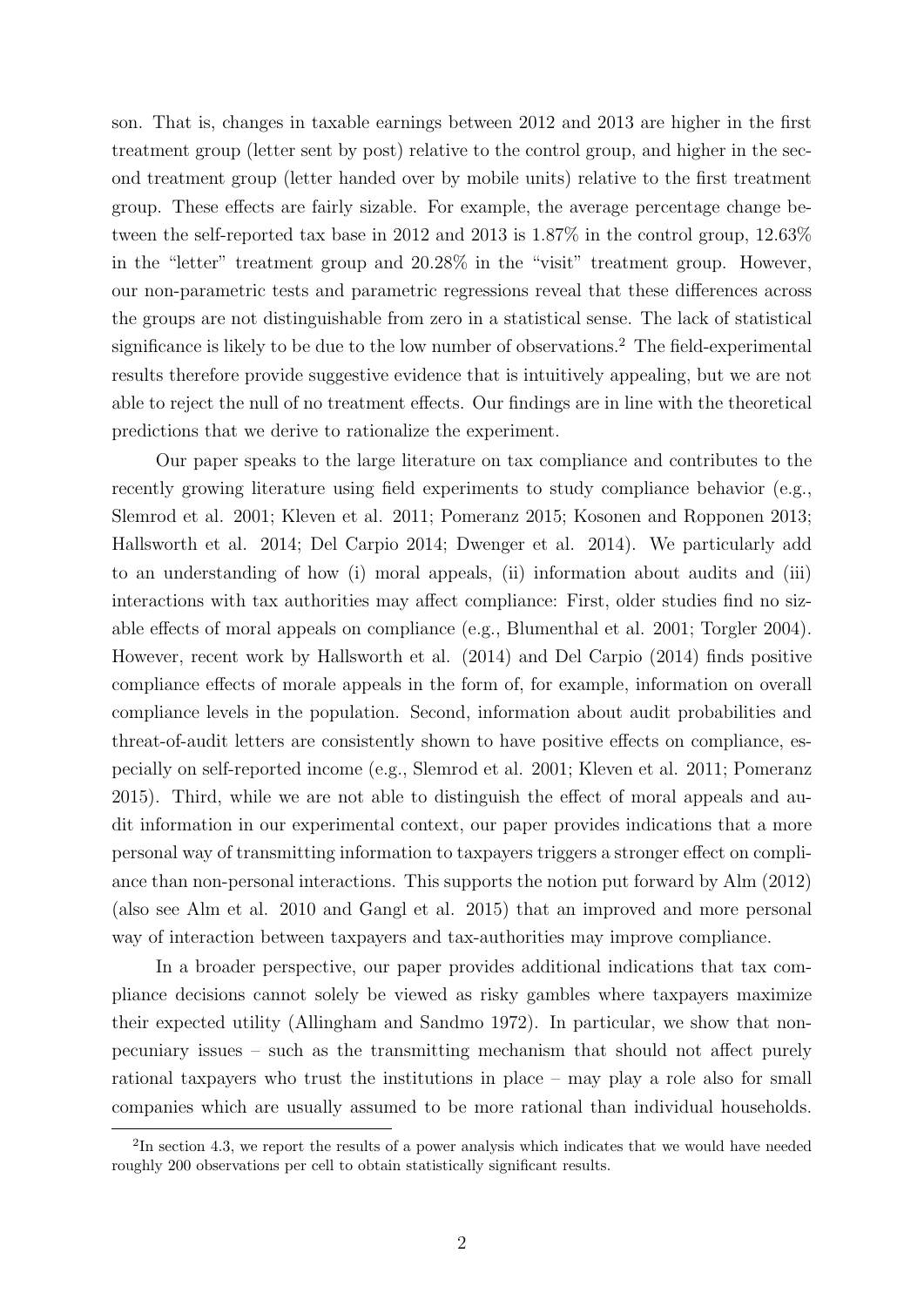son. That is, changes in taxable earnings between 2012 and 2013 are higher in the first treatment group (letter sent by post) relative to the control group, and higher in the second treatment group (letter handed over by mobile units) relative to the first treatment group. These effects are fairly sizable. For example, the average percentage change between the self-reported tax base in 2012 and 2013 is 1.87% in the control group, 12.63% in the "letter" treatment group and 20.28% in the "visit" treatment group. However, our non-parametric tests and parametric regressions reveal that these differences across the groups are not distinguishable from zero in a statistical sense. The lack of statistical significance is likely to be due to the low number of observations.[2] The field-experimental results therefore provide suggestive evidence that is intuitively appealing, but we are not able to reject the null of no treatment effects. Our findings are in line with the theoretical predictions that we derive to rationalize the experiment.

Our paper speaks to the large literature on tax compliance and contributes to the recently growing literature using field experiments to study compliance behavior (e.g., Slemrod et al. 2001; Kleven et al. 2011; Pomeranz 2015; Kosonen and Ropponen 2013; Hallsworth et al. 2014; Del Carpio 2014; Dwenger et al. 2014). We particularly add to an understanding of how (i) moral appeals, (ii) information about audits and (iii) interactions with tax authorities may affect compliance: First, older studies find no sizable effects of moral appeals on compliance (e.g., Blumenthal et al. 2001; Torgler 2004). However, recent work by Hallsworth et al. (2014) and Del Carpio (2014) finds positive compliance effects of morale appeals in the form of, for example, information on overall compliance levels in the population. Second, information about audit probabilities and threat-of-audit letters are consistently shown to have positive effects on compliance, especially on self-reported income (e.g., Slemrod et al. 2001; Kleven et al. 2011; Pomeranz 2015). Third, while we are not able to distinguish the effect of moral appeals and audit information in our experimental context, our paper provides indications that a more personal way of transmitting information to taxpayers triggers a stronger effect on compliance than non-personal interactions. This supports the notion put forward by Alm (2012) (also see Alm et al. 2010 and Gangl et al. 2015) that an improved and more personal way of interaction between taxpayers and tax-authorities may improve compliance.

In a broader perspective, our paper provides additional indications that tax compliance decisions cannot solely be viewed as risky gambles where taxpayers maximize their expected utility (Allingham and Sandmo 1972). In particular, we show that non-pecuniary issues – such as the transmitting mechanism that should not affect purely rational taxpayers who trust the institutions in place – may play a role also for small companies which are usually assumed to be more rational than individual households.

[2] In section 4.3, we report the results of a power analysis which indicates that we would have needed roughly 200 observations per cell to obtain statistically significant results.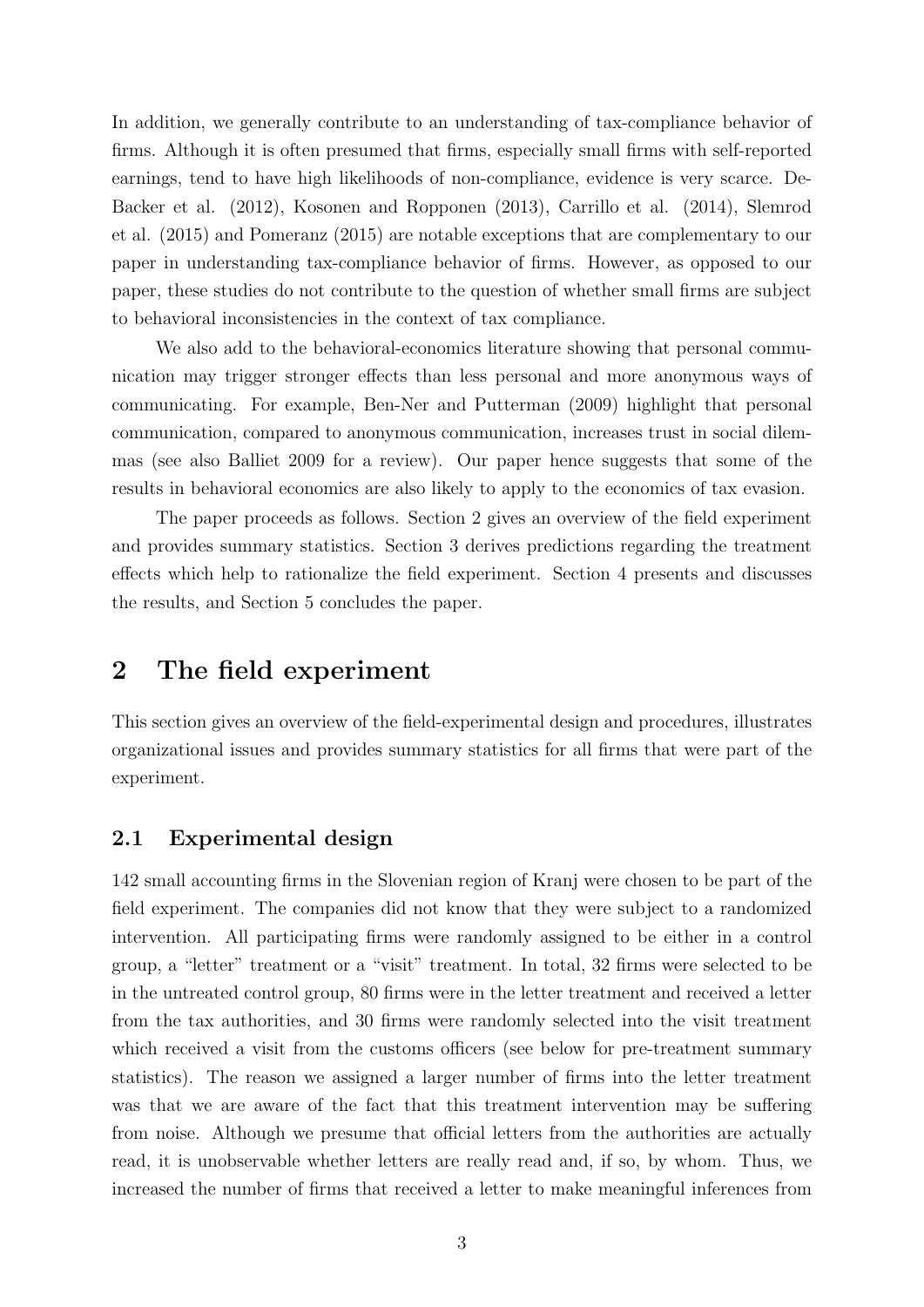In addition, we generally contribute to an understanding of tax-compliance behavior of firms. Although it is often presumed that firms, especially small firms with self-reported earnings, tend to have high likelihoods of non-compliance, evidence is very scarce. DeBacker et al. (2012), Kosonen and Ropponen (2013), Carrillo et al. (2014), Slemrod et al. (2015) and Pomeranz (2015) are notable exceptions that are complementary to our paper in understanding tax-compliance behavior of firms. However, as opposed to our paper, these studies do not contribute to the question of whether small firms are subject to behavioral inconsistencies in the context of tax compliance.

We also add to the behavioral-economics literature showing that personal communication may trigger stronger effects than less personal and more anonymous ways of communicating. For example, Ben-Ner and Putterman (2009) highlight that personal communication, compared to anonymous communication, increases trust in social dilemmas (see also Balliet 2009 for a review). Our paper hence suggests that some of the results in behavioral economics are also likely to apply to the economics of tax evasion.

The paper proceeds as follows. Section 2 gives an overview of the field experiment and provides summary statistics. Section 3 derives predictions regarding the treatment effects which help to rationalize the field experiment. Section 4 presents and discusses the results, and Section 5 concludes the paper.

# 2 The field experiment

This section gives an overview of the field-experimental design and procedures, illustrates organizational issues and provides summary statistics for all firms that were part of the experiment.

## 2.1 Experimental design

142 small accounting firms in the Slovenian region of Kranj were chosen to be part of the field experiment. The companies did not know that they were subject to a randomized intervention. All participating firms were randomly assigned to be either in a control group, a "letter" treatment or a "visit" treatment. In total, 32 firms were selected to be in the untreated control group, 80 firms were in the letter treatment and received a letter from the tax authorities, and 30 firms were randomly selected into the visit treatment which received a visit from the customs officers (see below for pre-treatment summary statistics). The reason we assigned a larger number of firms into the letter treatment was that we are aware of the fact that this treatment intervention may be suffering from noise. Although we presume that official letters from the authorities are actually read, it is unobservable whether letters are really read and, if so, by whom. Thus, we increased the number of firms that received a letter to make meaningful inferences from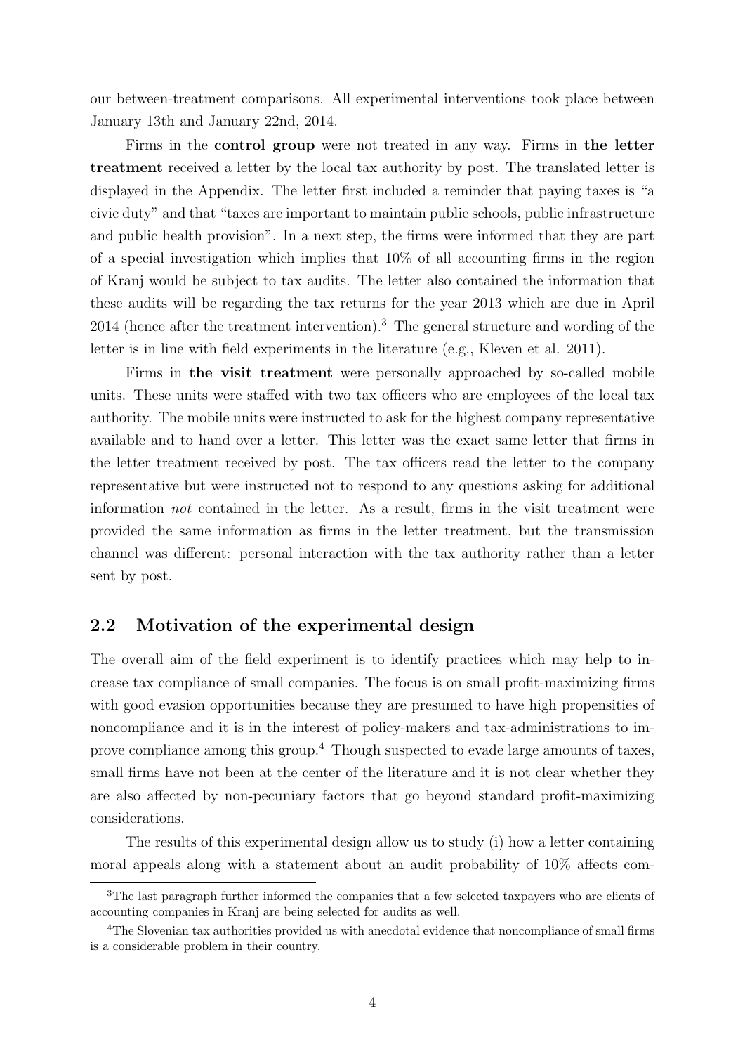our between-treatment comparisons. All experimental interventions took place between January 13th and January 22nd, 2014.

Firms in the **control group** were not treated in any way. Firms in **the letter treatment** received a letter by the local tax authority by post. The translated letter is displayed in the Appendix. The letter first included a reminder that paying taxes is "a civic duty" and that "taxes are important to maintain public schools, public infrastructure and public health provision". In a next step, the firms were informed that they are part of a special investigation which implies that 10% of all accounting firms in the region of Kranj would be subject to tax audits. The letter also contained the information that these audits will be regarding the tax returns for the year 2013 which are due in April 2014 (hence after the treatment intervention).[3] The general structure and wording of the letter is in line with field experiments in the literature (e.g., Kleven et al. 2011).

Firms in **the visit treatment** were personally approached by so-called mobile units. These units were staffed with two tax officers who are employees of the local tax authority. The mobile units were instructed to ask for the highest company representative available and to hand over a letter. This letter was the exact same letter that firms in the letter treatment received by post. The tax officers read the letter to the company representative but were instructed not to respond to any questions asking for additional information *not* contained in the letter. As a result, firms in the visit treatment were provided the same information as firms in the letter treatment, but the transmission channel was different: personal interaction with the tax authority rather than a letter sent by post.

## 2.2 Motivation of the experimental design

The overall aim of the field experiment is to identify practices which may help to increase tax compliance of small companies. The focus is on small profit-maximizing firms with good evasion opportunities because they are presumed to have high propensities of noncompliance and it is in the interest of policy-makers and tax-administrations to improve compliance among this group.[4] Though suspected to evade large amounts of taxes, small firms have not been at the center of the literature and it is not clear whether they are also affected by non-pecuniary factors that go beyond standard profit-maximizing considerations.

The results of this experimental design allow us to study (i) how a letter containing moral appeals along with a statement about an audit probability of 10% affects com-

[3] The last paragraph further informed the companies that a few selected taxpayers who are clients of accounting companies in Kranj are being selected for audits as well.

[4] The Slovenian tax authorities provided us with anecdotal evidence that noncompliance of small firms is a considerable problem in their country.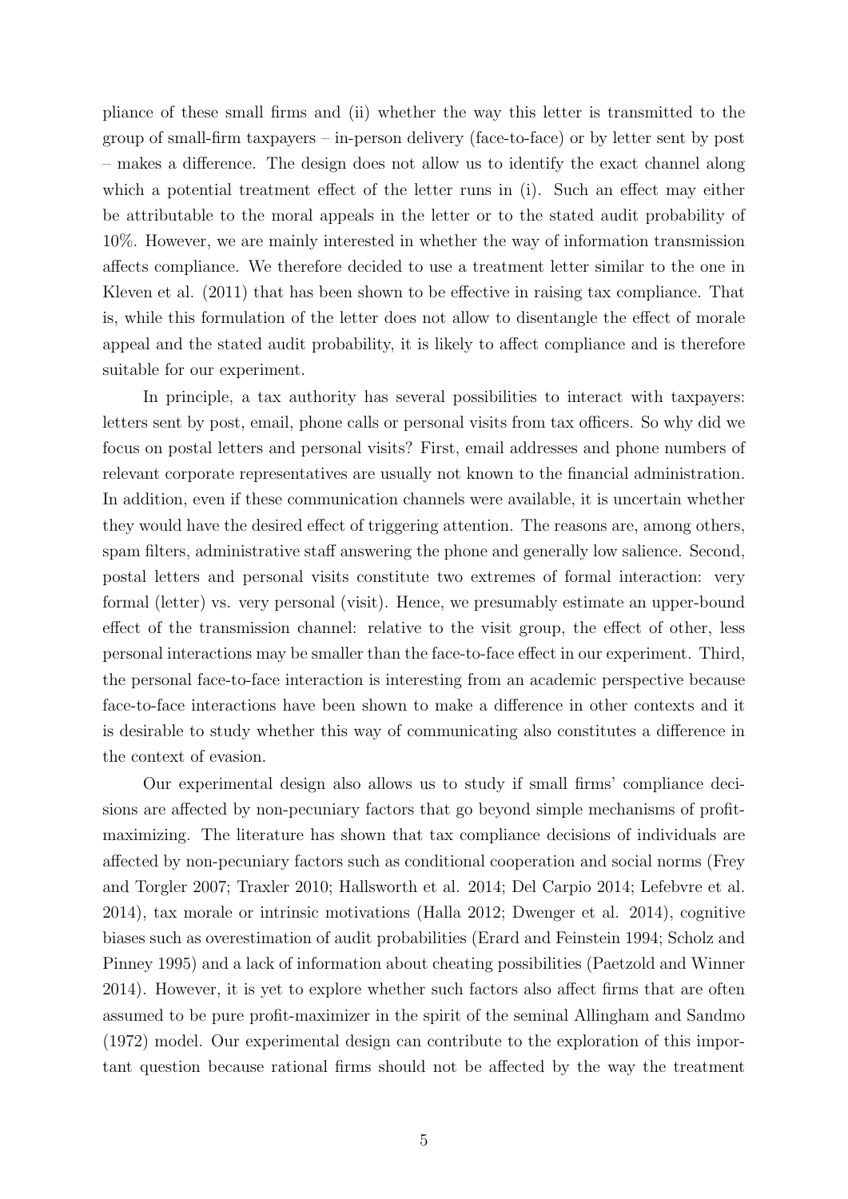pliance of these small firms and (ii) whether the way this letter is transmitted to the group of small-firm taxpayers – in-person delivery (face-to-face) or by letter sent by post – makes a difference. The design does not allow us to identify the exact channel along which a potential treatment effect of the letter runs in (i). Such an effect may either be attributable to the moral appeals in the letter or to the stated audit probability of 10%. However, we are mainly interested in whether the way of information transmission affects compliance. We therefore decided to use a treatment letter similar to the one in Kleven et al. (2011) that has been shown to be effective in raising tax compliance. That is, while this formulation of the letter does not allow to disentangle the effect of morale appeal and the stated audit probability, it is likely to affect compliance and is therefore suitable for our experiment.

In principle, a tax authority has several possibilities to interact with taxpayers: letters sent by post, email, phone calls or personal visits from tax officers. So why did we focus on postal letters and personal visits? First, email addresses and phone numbers of relevant corporate representatives are usually not known to the financial administration. In addition, even if these communication channels were available, it is uncertain whether they would have the desired effect of triggering attention. The reasons are, among others, spam filters, administrative staff answering the phone and generally low salience. Second, postal letters and personal visits constitute two extremes of formal interaction: very formal (letter) vs. very personal (visit). Hence, we presumably estimate an upper-bound effect of the transmission channel: relative to the visit group, the effect of other, less personal interactions may be smaller than the face-to-face effect in our experiment. Third, the personal face-to-face interaction is interesting from an academic perspective because face-to-face interactions have been shown to make a difference in other contexts and it is desirable to study whether this way of communicating also constitutes a difference in the context of evasion.

Our experimental design also allows us to study if small firms' compliance decisions are affected by non-pecuniary factors that go beyond simple mechanisms of profit-maximizing. The literature has shown that tax compliance decisions of individuals are affected by non-pecuniary factors such as conditional cooperation and social norms (Frey and Torgler 2007; Traxler 2010; Hallsworth et al. 2014; Del Carpio 2014; Lefebvre et al. 2014), tax morale or intrinsic motivations (Halla 2012; Dwenger et al. 2014), cognitive biases such as overestimation of audit probabilities (Erard and Feinstein 1994; Scholz and Pinney 1995) and a lack of information about cheating possibilities (Paetzold and Winner 2014). However, it is yet to explore whether such factors also affect firms that are often assumed to be pure profit-maximizer in the spirit of the seminal Allingham and Sandmo (1972) model. Our experimental design can contribute to the exploration of this important question because rational firms should not be affected by the way the treatment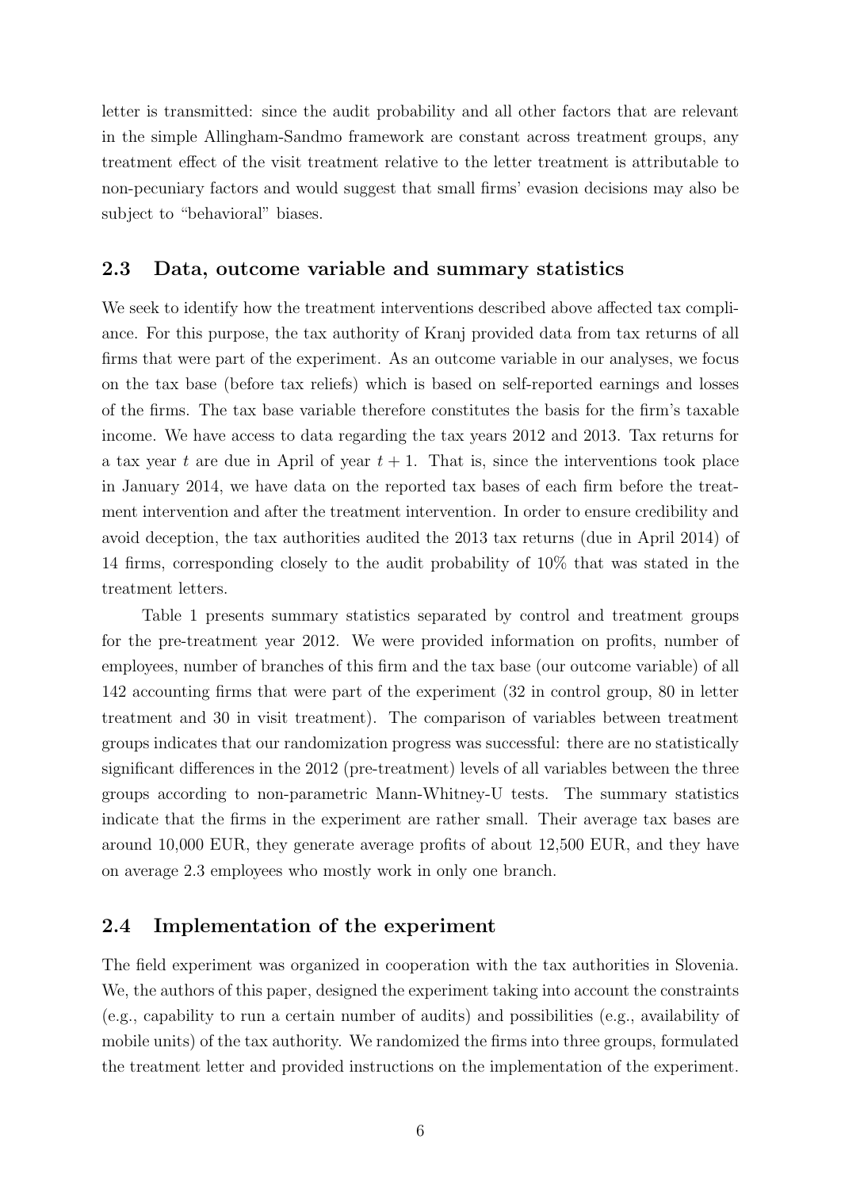letter is transmitted: since the audit probability and all other factors that are relevant in the simple Allingham-Sandmo framework are constant across treatment groups, any treatment effect of the visit treatment relative to the letter treatment is attributable to non-pecuniary factors and would suggest that small firms' evasion decisions may also be subject to "behavioral" biases.

## 2.3 Data, outcome variable and summary statistics

We seek to identify how the treatment interventions described above affected tax compliance. For this purpose, the tax authority of Kranj provided data from tax returns of all firms that were part of the experiment. As an outcome variable in our analyses, we focus on the tax base (before tax reliefs) which is based on self-reported earnings and losses of the firms. The tax base variable therefore constitutes the basis for the firm's taxable income. We have access to data regarding the tax years 2012 and 2013. Tax returns for a tax year $t$ are due in April of year $t+1$. That is, since the interventions took place in January 2014, we have data on the reported tax bases of each firm before the treatment intervention and after the treatment intervention. In order to ensure credibility and avoid deception, the tax authorities audited the 2013 tax returns (due in April 2014) of 14 firms, corresponding closely to the audit probability of 10% that was stated in the treatment letters.

Table 1 presents summary statistics separated by control and treatment groups for the pre-treatment year 2012. We were provided information on profits, number of employees, number of branches of this firm and the tax base (our outcome variable) of all 142 accounting firms that were part of the experiment (32 in control group, 80 in letter treatment and 30 in visit treatment). The comparison of variables between treatment groups indicates that our randomization progress was successful: there are no statistically significant differences in the 2012 (pre-treatment) levels of all variables between the three groups according to non-parametric Mann-Whitney-U tests. The summary statistics indicate that the firms in the experiment are rather small. Their average tax bases are around 10,000 EUR, they generate average profits of about 12,500 EUR, and they have on average 2.3 employees who mostly work in only one branch.

## 2.4 Implementation of the experiment

The field experiment was organized in cooperation with the tax authorities in Slovenia. We, the authors of this paper, designed the experiment taking into account the constraints (e.g., capability to run a certain number of audits) and possibilities (e.g., availability of mobile units) of the tax authority. We randomized the firms into three groups, formulated the treatment letter and provided instructions on the implementation of the experiment.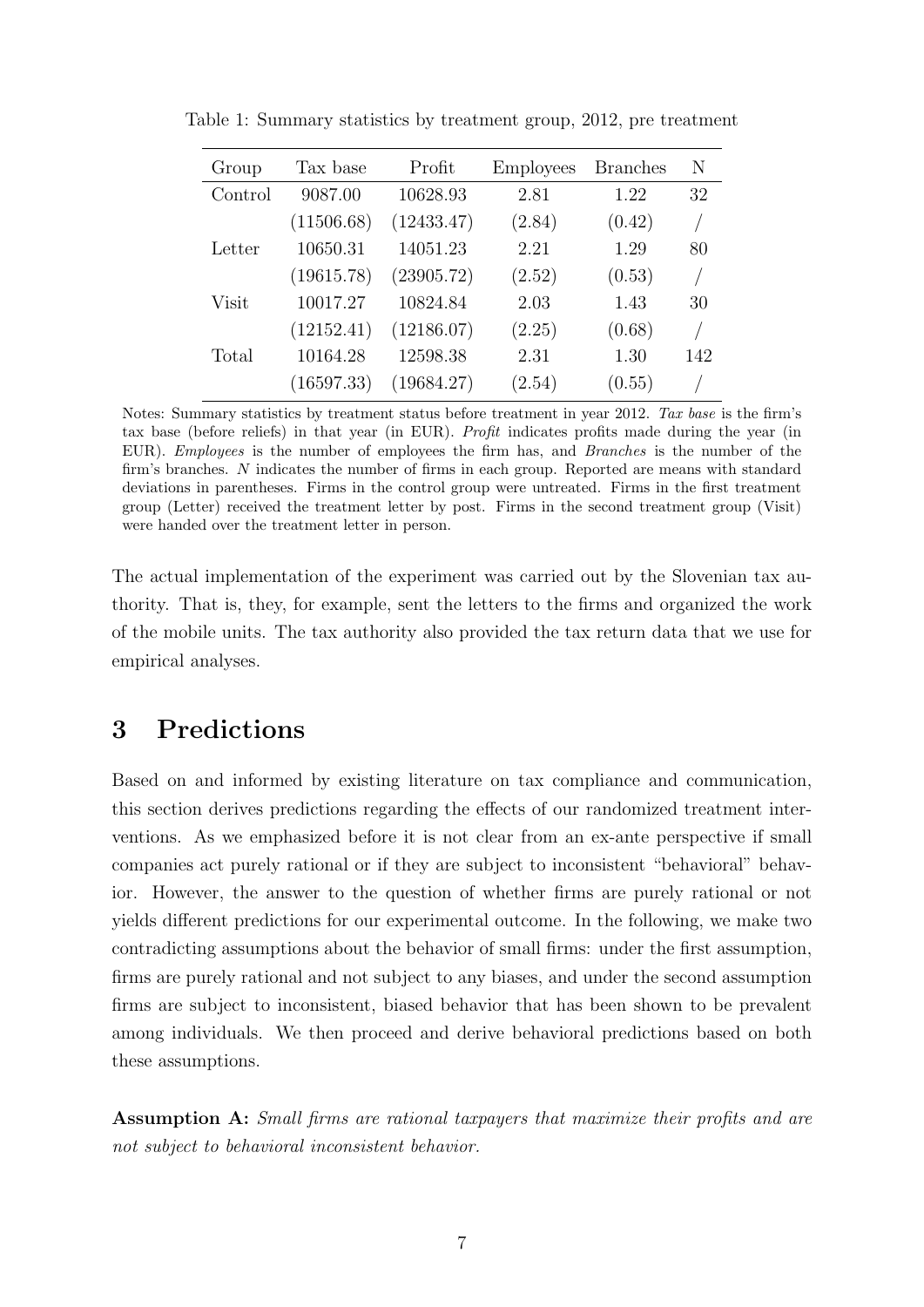Table 1: Summary statistics by treatment group, 2012, pre treatment

| Group | Tax base | Profit | Employees | Branches | N |
|---|---|---|---|---|---|
| Control | 9087.00 | 10628.93 | 2.81 | 1.22 | 32 |
| | (11506.68) | (12433.47) | (2.84) | (0.42) | / |
| Letter | 10650.31 | 14051.23 | 2.21 | 1.29 | 80 |
| | (19615.78) | (23905.72) | (2.52) | (0.53) | / |
| Visit | 10017.27 | 10824.84 | 2.03 | 1.43 | 30 |
| | (12152.41) | (12186.07) | (2.25) | (0.68) | / |
| Total | 10164.28 | 12598.38 | 2.31 | 1.30 | 142 |
| | (16597.33) | (19684.27) | (2.54) | (0.55) | / |

Notes: Summary statistics by treatment status before treatment in year 2012. *Tax base* is the firm's tax base (before reliefs) in that year (in EUR). *Profit* indicates profits made during the year (in EUR). *Employees* is the number of employees the firm has, and *Branches* is the number of the firm's branches. *N* indicates the number of firms in each group. Reported are means with standard deviations in parentheses. Firms in the control group were untreated. Firms in the first treatment group (Letter) received the treatment letter by post. Firms in the second treatment group (Visit) were handed over the treatment letter in person.

The actual implementation of the experiment was carried out by the Slovenian tax authority. That is, they, for example, sent the letters to the firms and organized the work of the mobile units. The tax authority also provided the tax return data that we use for empirical analyses.

# 3 Predictions

Based on and informed by existing literature on tax compliance and communication, this section derives predictions regarding the effects of our randomized treatment interventions. As we emphasized before it is not clear from an ex-ante perspective if small companies act purely rational or if they are subject to inconsistent "behavioral" behavior. However, the answer to the question of whether firms are purely rational or not yields different predictions for our experimental outcome. In the following, we make two contradicting assumptions about the behavior of small firms: under the first assumption, firms are purely rational and not subject to any biases, and under the second assumption firms are subject to inconsistent, biased behavior that has been shown to be prevalent among individuals. We then proceed and derive behavioral predictions based on both these assumptions.

**Assumption A:** *Small firms are rational taxpayers that maximize their profits and are not subject to behavioral inconsistent behavior.*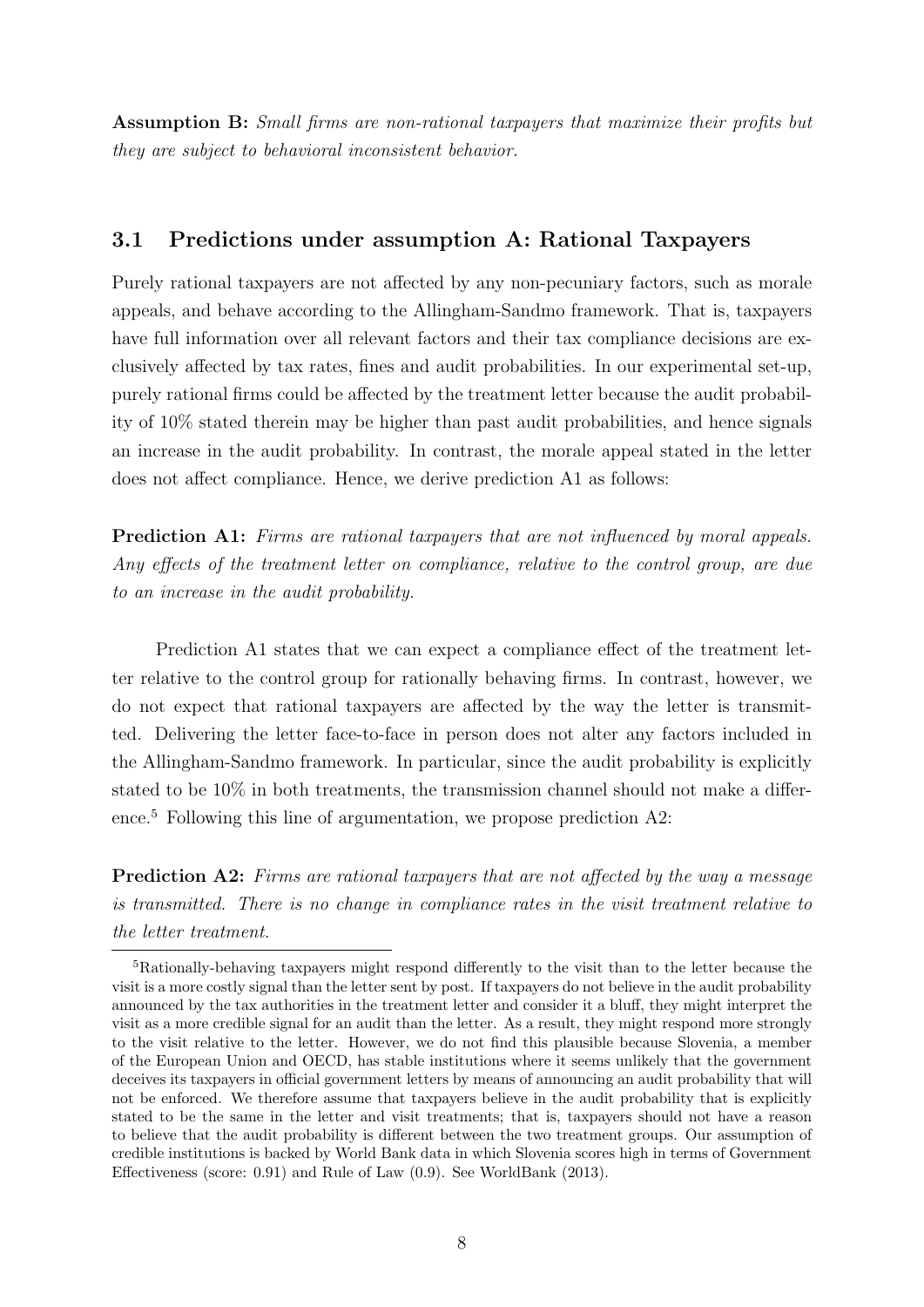**Assumption B:** *Small firms are non-rational taxpayers that maximize their profits but they are subject to behavioral inconsistent behavior.*

### 3.1 Predictions under assumption A: Rational Taxpayers

Purely rational taxpayers are not affected by any non-pecuniary factors, such as morale appeals, and behave according to the Allingham-Sandmo framework. That is, taxpayers have full information over all relevant factors and their tax compliance decisions are exclusively affected by tax rates, fines and audit probabilities. In our experimental set-up, purely rational firms could be affected by the treatment letter because the audit probability of 10% stated therein may be higher than past audit probabilities, and hence signals an increase in the audit probability. In contrast, the morale appeal stated in the letter does not affect compliance. Hence, we derive prediction A1 as follows:

**Prediction A1:** *Firms are rational taxpayers that are not influenced by moral appeals. Any effects of the treatment letter on compliance, relative to the control group, are due to an increase in the audit probability.*

Prediction A1 states that we can expect a compliance effect of the treatment letter relative to the control group for rationally behaving firms. In contrast, however, we do not expect that rational taxpayers are affected by the way the letter is transmitted. Delivering the letter face-to-face in person does not alter any factors included in the Allingham-Sandmo framework. In particular, since the audit probability is explicitly stated to be 10% in both treatments, the transmission channel should not make a difference.[5] Following this line of argumentation, we propose prediction A2:

**Prediction A2:** *Firms are rational taxpayers that are not affected by the way a message is transmitted. There is no change in compliance rates in the visit treatment relative to the letter treatment.*

[5] Rationally-behaving taxpayers might respond differently to the visit than to the letter because the visit is a more costly signal than the letter sent by post. If taxpayers do not believe in the audit probability announced by the tax authorities in the treatment letter and consider it a bluff, they might interpret the visit as a more credible signal for an audit than the letter. As a result, they might respond more strongly to the visit relative to the letter. However, we do not find this plausible because Slovenia, a member of the European Union and OECD, has stable institutions where it seems unlikely that the government deceives its taxpayers in official government letters by means of announcing an audit probability that will not be enforced. We therefore assume that taxpayers believe in the audit probability that is explicitly stated to be the same in the letter and visit treatments; that is, taxpayers should not have a reason to believe that the audit probability is different between the two treatment groups. Our assumption of credible institutions is backed by World Bank data in which Slovenia scores high in terms of Government Effectiveness (score: 0.91) and Rule of Law (0.9). See WorldBank (2013).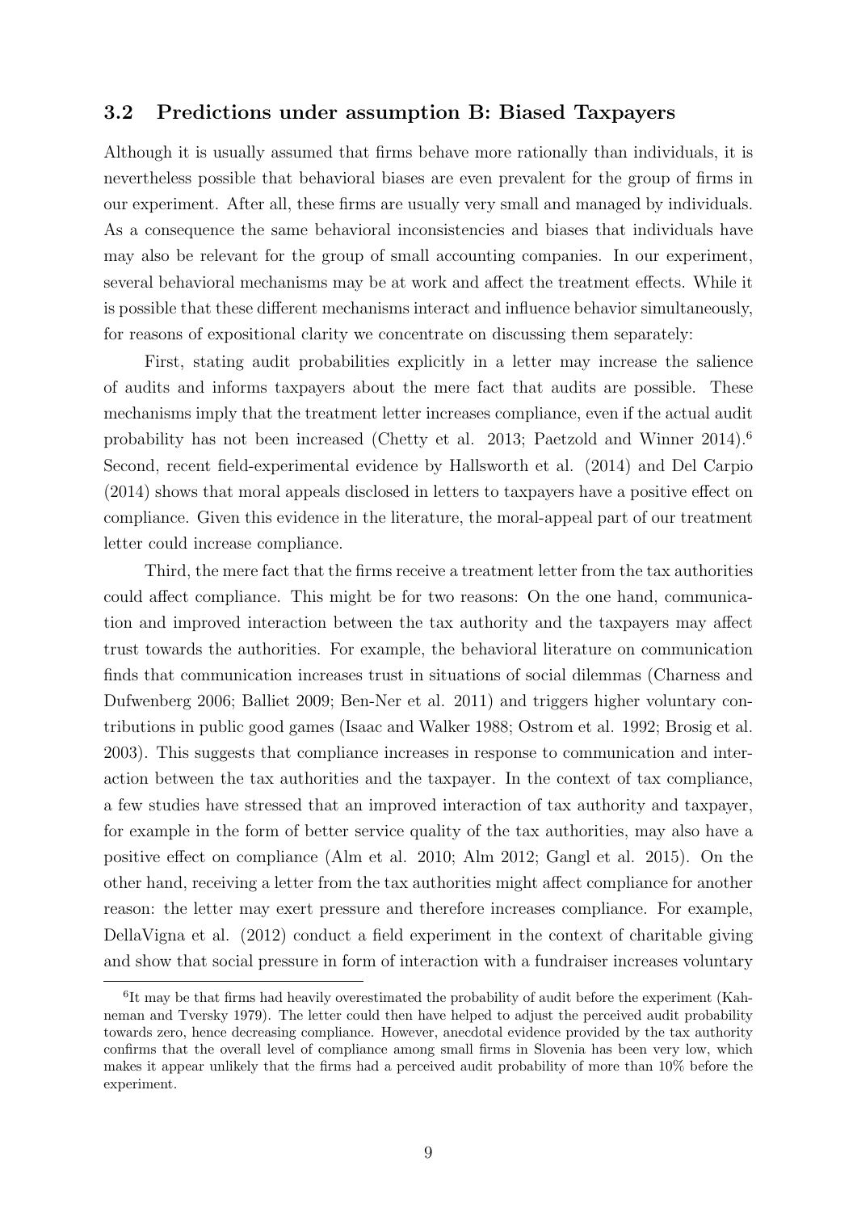### 3.2 Predictions under assumption B: Biased Taxpayers

Although it is usually assumed that firms behave more rationally than individuals, it is nevertheless possible that behavioral biases are even prevalent for the group of firms in our experiment. After all, these firms are usually very small and managed by individuals. As a consequence the same behavioral inconsistencies and biases that individuals have may also be relevant for the group of small accounting companies. In our experiment, several behavioral mechanisms may be at work and affect the treatment effects. While it is possible that these different mechanisms interact and influence behavior simultaneously, for reasons of expositional clarity we concentrate on discussing them separately:

First, stating audit probabilities explicitly in a letter may increase the salience of audits and informs taxpayers about the mere fact that audits are possible. These mechanisms imply that the treatment letter increases compliance, even if the actual audit probability has not been increased (Chetty et al. 2013; Paetzold and Winner 2014).[6] Second, recent field-experimental evidence by Hallsworth et al. (2014) and Del Carpio (2014) shows that moral appeals disclosed in letters to taxpayers have a positive effect on compliance. Given this evidence in the literature, the moral-appeal part of our treatment letter could increase compliance.

Third, the mere fact that the firms receive a treatment letter from the tax authorities could affect compliance. This might be for two reasons: On the one hand, communication and improved interaction between the tax authority and the taxpayers may affect trust towards the authorities. For example, the behavioral literature on communication finds that communication increases trust in situations of social dilemmas (Charness and Dufwenberg 2006; Balliet 2009; Ben-Ner et al. 2011) and triggers higher voluntary contributions in public good games (Isaac and Walker 1988; Ostrom et al. 1992; Brosig et al. 2003). This suggests that compliance increases in response to communication and interaction between the tax authorities and the taxpayer. In the context of tax compliance, a few studies have stressed that an improved interaction of tax authority and taxpayer, for example in the form of better service quality of the tax authorities, may also have a positive effect on compliance (Alm et al. 2010; Alm 2012; Gangl et al. 2015). On the other hand, receiving a letter from the tax authorities might affect compliance for another reason: the letter may exert pressure and therefore increases compliance. For example, DellaVigna et al. (2012) conduct a field experiment in the context of charitable giving and show that social pressure in form of interaction with a fundraiser increases voluntary

[6] It may be that firms had heavily overestimated the probability of audit before the experiment (Kahneman and Tversky 1979). The letter could then have helped to adjust the perceived audit probability towards zero, hence decreasing compliance. However, anecdotal evidence provided by the tax authority confirms that the overall level of compliance among small firms in Slovenia has been very low, which makes it appear unlikely that the firms had a perceived audit probability of more than 10% before the experiment.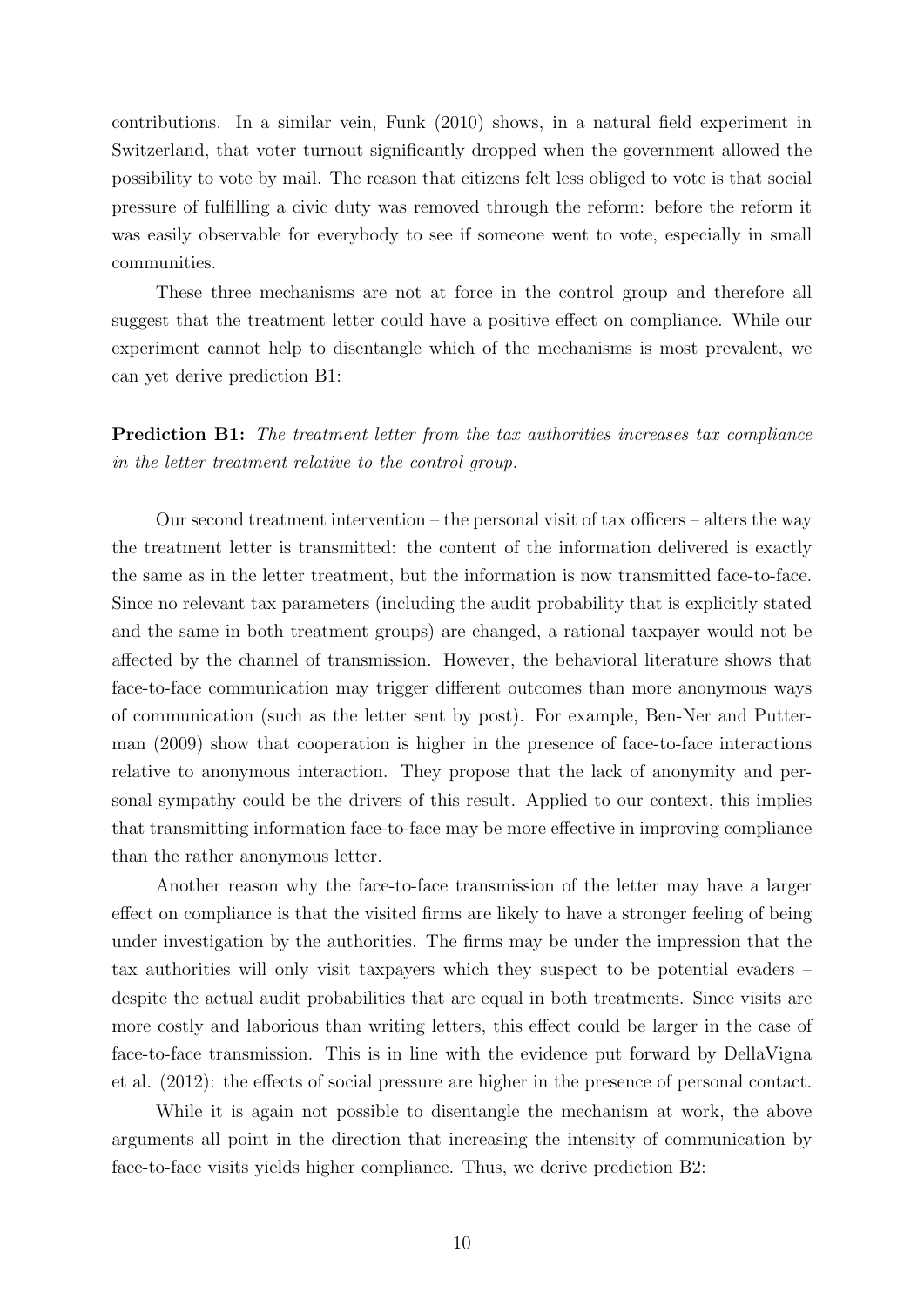contributions. In a similar vein, Funk (2010) shows, in a natural field experiment in Switzerland, that voter turnout significantly dropped when the government allowed the possibility to vote by mail. The reason that citizens felt less obliged to vote is that social pressure of fulfilling a civic duty was removed through the reform: before the reform it was easily observable for everybody to see if someone went to vote, especially in small communities.

These three mechanisms are not at force in the control group and therefore all suggest that the treatment letter could have a positive effect on compliance. While our experiment cannot help to disentangle which of the mechanisms is most prevalent, we can yet derive prediction B1:

**Prediction B1:** *The treatment letter from the tax authorities increases tax compliance in the letter treatment relative to the control group.*

Our second treatment intervention – the personal visit of tax officers – alters the way the treatment letter is transmitted: the content of the information delivered is exactly the same as in the letter treatment, but the information is now transmitted face-to-face. Since no relevant tax parameters (including the audit probability that is explicitly stated and the same in both treatment groups) are changed, a rational taxpayer would not be affected by the channel of transmission. However, the behavioral literature shows that face-to-face communication may trigger different outcomes than more anonymous ways of communication (such as the letter sent by post). For example, Ben-Ner and Putterman (2009) show that cooperation is higher in the presence of face-to-face interactions relative to anonymous interaction. They propose that the lack of anonymity and personal sympathy could be the drivers of this result. Applied to our context, this implies that transmitting information face-to-face may be more effective in improving compliance than the rather anonymous letter.

Another reason why the face-to-face transmission of the letter may have a larger effect on compliance is that the visited firms are likely to have a stronger feeling of being under investigation by the authorities. The firms may be under the impression that the tax authorities will only visit taxpayers which they suspect to be potential evaders – despite the actual audit probabilities that are equal in both treatments. Since visits are more costly and laborious than writing letters, this effect could be larger in the case of face-to-face transmission. This is in line with the evidence put forward by DellaVigna et al. (2012): the effects of social pressure are higher in the presence of personal contact.

While it is again not possible to disentangle the mechanism at work, the above arguments all point in the direction that increasing the intensity of communication by face-to-face visits yields higher compliance. Thus, we derive prediction B2: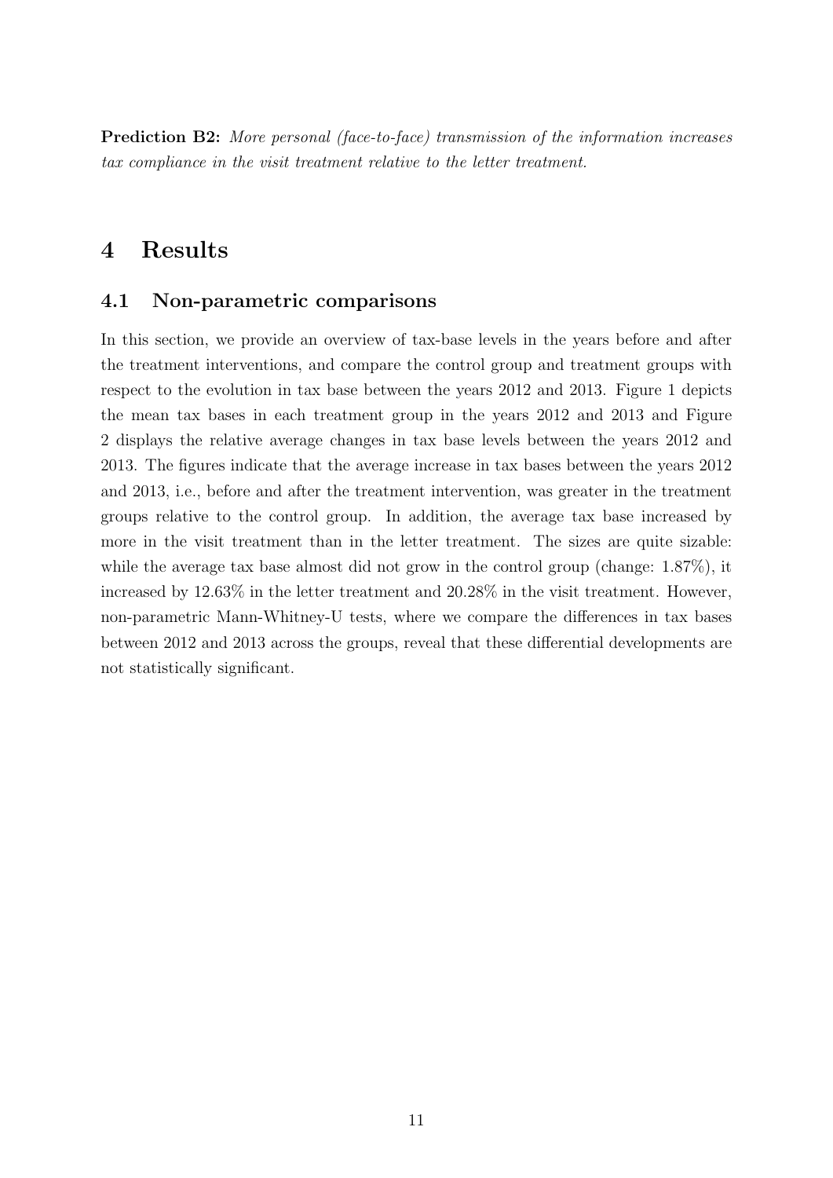**Prediction B2:** *More personal (face-to-face) transmission of the information increases tax compliance in the visit treatment relative to the letter treatment.*

# 4 Results

## 4.1 Non-parametric comparisons

In this section, we provide an overview of tax-base levels in the years before and after the treatment interventions, and compare the control group and treatment groups with respect to the evolution in tax base between the years 2012 and 2013. Figure 1 depicts the mean tax bases in each treatment group in the years 2012 and 2013 and Figure 2 displays the relative average changes in tax base levels between the years 2012 and 2013. The figures indicate that the average increase in tax bases between the years 2012 and 2013, i.e., before and after the treatment intervention, was greater in the treatment groups relative to the control group. In addition, the average tax base increased by more in the visit treatment than in the letter treatment. The sizes are quite sizable: while the average tax base almost did not grow in the control group (change: 1.87%), it increased by 12.63% in the letter treatment and 20.28% in the visit treatment. However, non-parametric Mann-Whitney-U tests, where we compare the differences in tax bases between 2012 and 2013 across the groups, reveal that these differential developments are not statistically significant.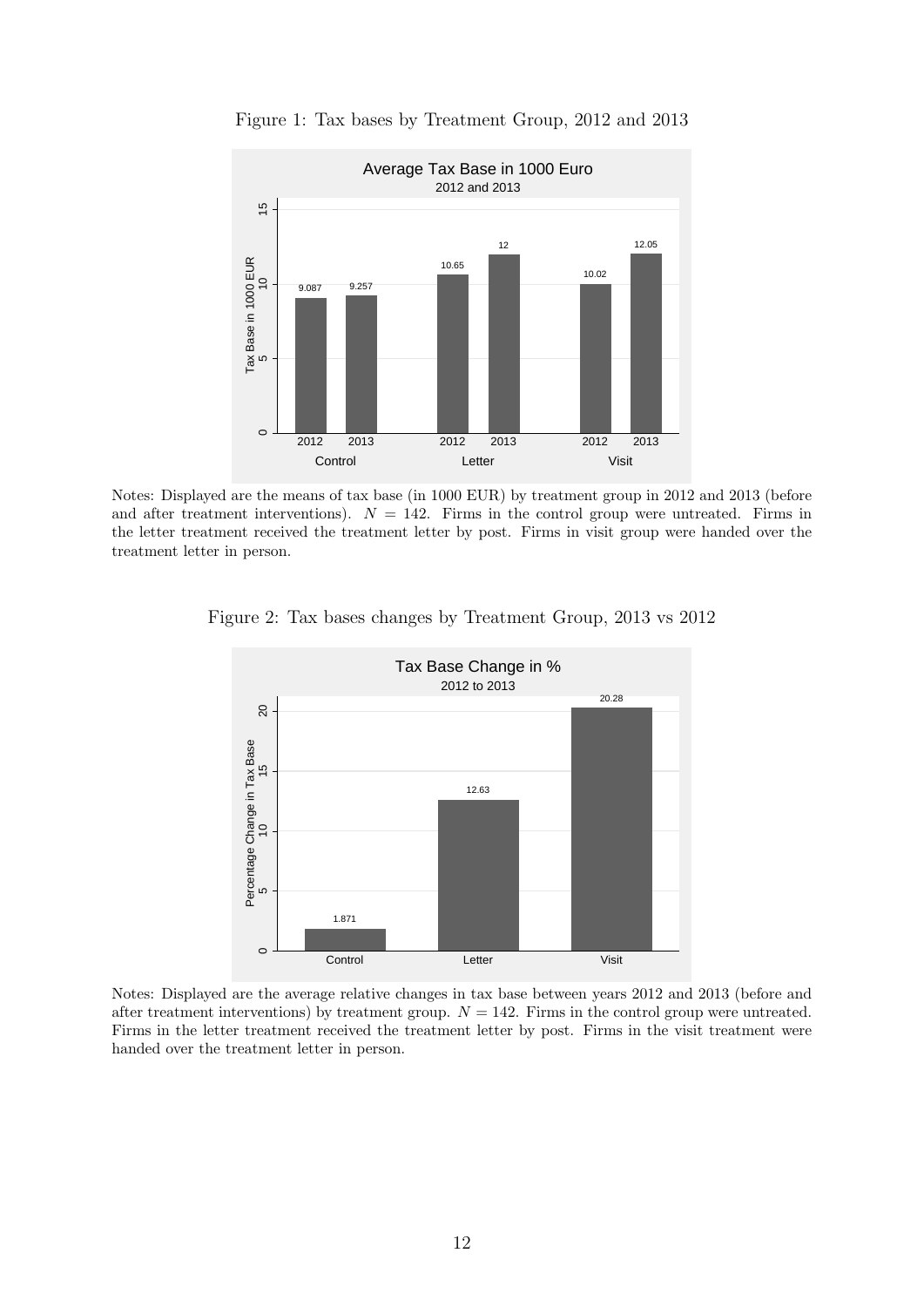Figure 1: Tax bases by Treatment Group, 2012 and 2013

Notes: Displayed are the means of tax base (in 1000 EUR) by treatment group in 2012 and 2013 (before and after treatment interventions). $N = 142$. Firms in the control group were untreated. Firms in the letter treatment received the treatment letter by post. Firms in visit group were handed over the treatment letter in person.

Figure 2: Tax bases changes by Treatment Group, 2013 vs 2012

Notes: Displayed are the average relative changes in tax base between years 2012 and 2013 (before and after treatment interventions) by treatment group. $N = 142$. Firms in the control group were untreated. Firms in the letter treatment received the treatment letter by post. Firms in the visit treatment were handed over the treatment letter in person.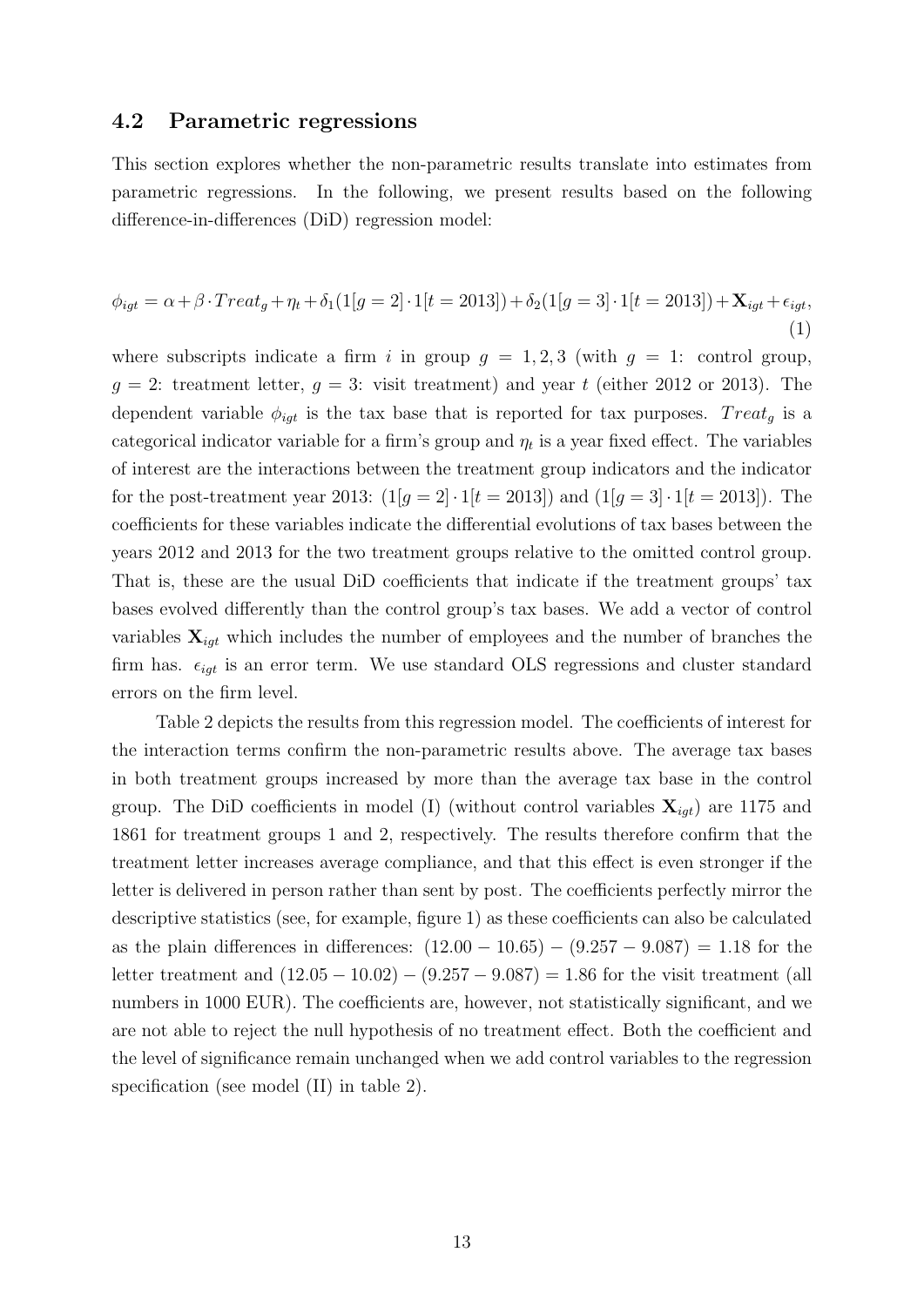### 4.2 Parametric regressions

This section explores whether the non-parametric results translate into estimates from parametric regressions. In the following, we present results based on the following difference-in-differences (DiD) regression model:

$$\phi_{igt} = \alpha + \beta \cdot Treat_g + \eta_t + \delta_1(1[g=2] \cdot 1[t=2013]) + \delta_2(1[g=3] \cdot 1[t=2013]) + \mathbf{X}_{igt} + \epsilon_{igt}, \tag{1}$$

where subscripts indicate a firm $i$ in group $g = 1, 2, 3$ (with $g = 1$: control group, $g = 2$: treatment letter, $g = 3$: visit treatment) and year $t$ (either 2012 or 2013). The dependent variable $\phi_{igt}$ is the tax base that is reported for tax purposes. $Treat_g$ is a categorical indicator variable for a firm's group and $\eta_t$ is a year fixed effect. The variables of interest are the interactions between the treatment group indicators and the indicator for the post-treatment year 2013: $(1[g=2] \cdot 1[t=2013])$ and $(1[g=3] \cdot 1[t=2013])$. The coefficients for these variables indicate the differential evolutions of tax bases between the years 2012 and 2013 for the two treatment groups relative to the omitted control group. That is, these are the usual DiD coefficients that indicate if the treatment groups' tax bases evolved differently than the control group's tax bases. We add a vector of control variables $\mathbf{X}_{igt}$ which includes the number of employees and the number of branches the firm has. $\epsilon_{igt}$ is an error term. We use standard OLS regressions and cluster standard errors on the firm level.

Table 2 depicts the results from this regression model. The coefficients of interest for the interaction terms confirm the non-parametric results above. The average tax bases in both treatment groups increased by more than the average tax base in the control group. The DiD coefficients in model (I) (without control variables $\mathbf{X}_{igt}$) are 1175 and 1861 for treatment groups 1 and 2, respectively. The results therefore confirm that the treatment letter increases average compliance, and that this effect is even stronger if the letter is delivered in person rather than sent by post. The coefficients perfectly mirror the descriptive statistics (see, for example, figure 1) as these coefficients can also be calculated as the plain differences in differences: $(12.00 - 10.65) - (9.257 - 9.087) = 1.18$ for the letter treatment and $(12.05 - 10.02) - (9.257 - 9.087) = 1.86$ for the visit treatment (all numbers in 1000 EUR). The coefficients are, however, not statistically significant, and we are not able to reject the null hypothesis of no treatment effect. Both the coefficient and the level of significance remain unchanged when we add control variables to the regression specification (see model (II) in table 2).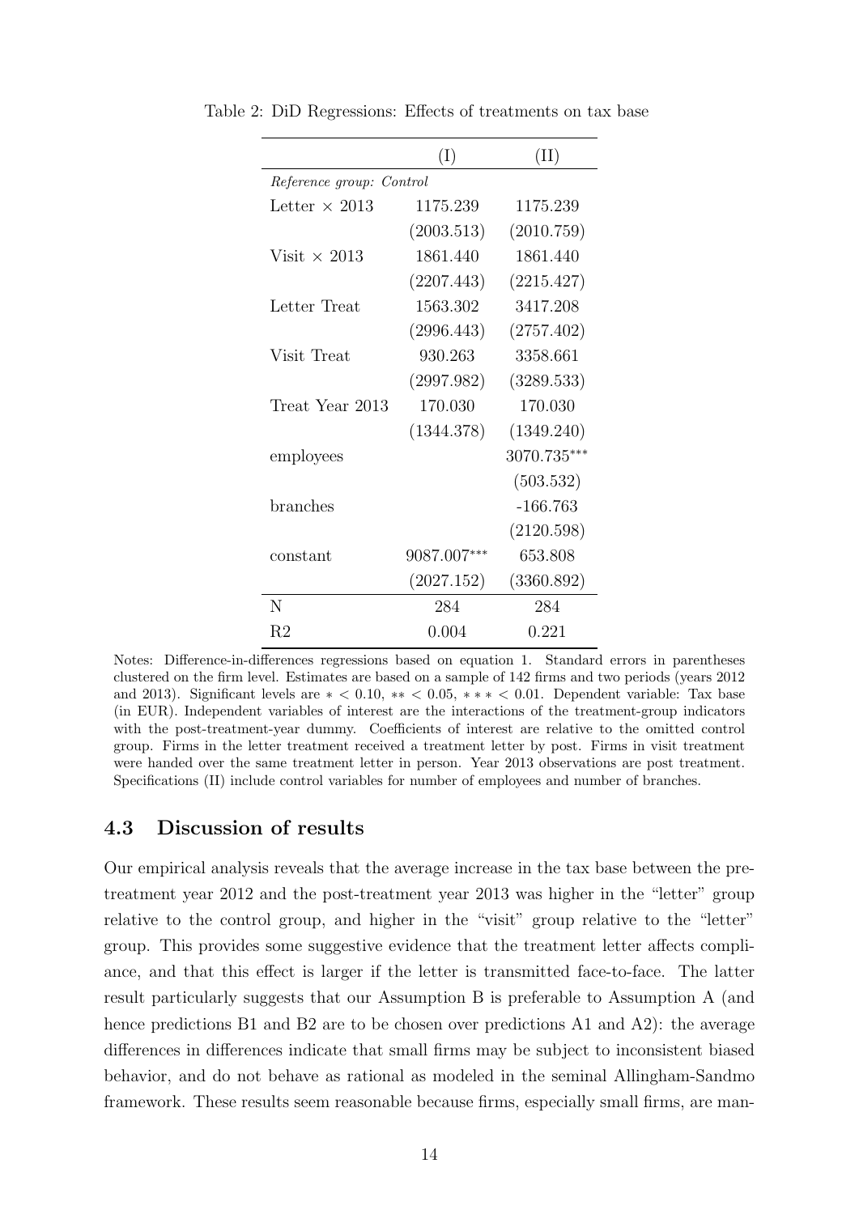Table 2: DiD Regressions: Effects of treatments on tax base

| | (I) | (II) |
|---|---|---|
| *Reference group: Control* | | |
| Letter × 2013 | 1175.239 | 1175.239 |
| | (2003.513) | (2010.759) |
| Visit × 2013 | 1861.440 | 1861.440 |
| | (2207.443) | (2215.427) |
| Letter Treat | 1563.302 | 3417.208 |
| | (2996.443) | (2757.402) |
| Visit Treat | 930.263 | 3358.661 |
| | (2997.982) | (3289.533) |
| Treat Year 2013 | 170.030 | 170.030 |
| | (1344.378) | (1349.240) |
| employees | | 3070.735*** |
| | | (503.532) |
| branches | | -166.763 |
| | | (2120.598) |
| constant | 9087.007*** | 653.808 |
| | (2027.152) | (3360.892) |
| N | 284 | 284 |
| R2 | 0.004 | 0.221 |

Notes: Difference-in-differences regressions based on equation 1. Standard errors in parentheses clustered on the firm level. Estimates are based on a sample of 142 firms and two periods (years 2012 and 2013). Significant levels are $* < 0.10$, $** < 0.05$, $*** < 0.01$. Dependent variable: Tax base (in EUR). Independent variables of interest are the interactions of the treatment-group indicators with the post-treatment-year dummy. Coefficients of interest are relative to the omitted control group. Firms in the letter treatment received a treatment letter by post. Firms in visit treatment were handed over the same treatment letter in person. Year 2013 observations are post treatment. Specifications (II) include control variables for number of employees and number of branches.

## 4.3 Discussion of results

Our empirical analysis reveals that the average increase in the tax base between the pre-treatment year 2012 and the post-treatment year 2013 was higher in the "letter" group relative to the control group, and higher in the "visit" group relative to the "letter" group. This provides some suggestive evidence that the treatment letter affects compliance, and that this effect is larger if the letter is transmitted face-to-face. The latter result particularly suggests that our Assumption B is preferable to Assumption A (and hence predictions B1 and B2 are to be chosen over predictions A1 and A2): the average differences in differences indicate that small firms may be subject to inconsistent biased behavior, and do not behave as rational as modeled in the seminal Allingham-Sandmo framework. These results seem reasonable because firms, especially small firms, are man-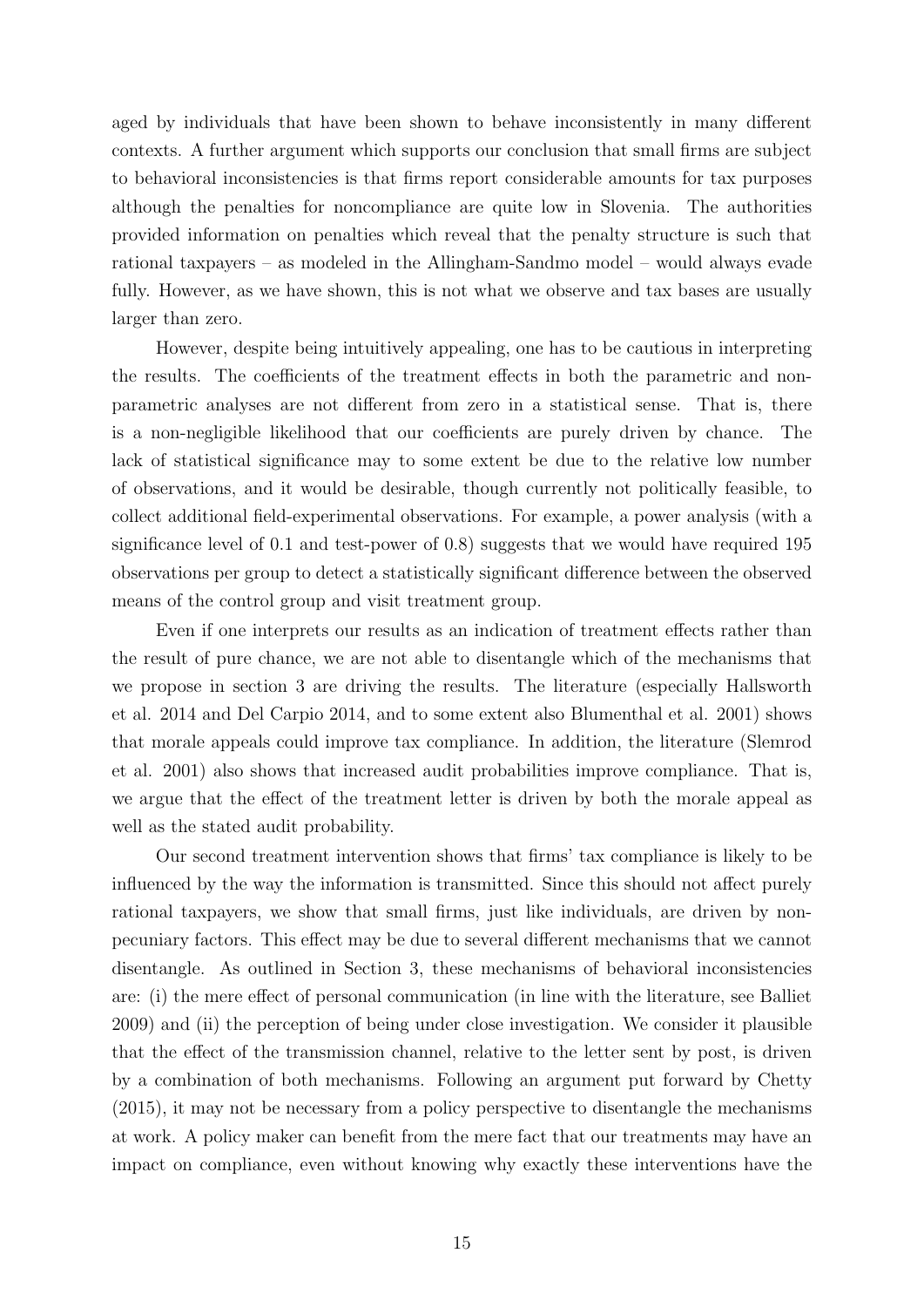aged by individuals that have been shown to behave inconsistently in many different contexts. A further argument which supports our conclusion that small firms are subject to behavioral inconsistencies is that firms report considerable amounts for tax purposes although the penalties for noncompliance are quite low in Slovenia. The authorities provided information on penalties which reveal that the penalty structure is such that rational taxpayers – as modeled in the Allingham-Sandmo model – would always evade fully. However, as we have shown, this is not what we observe and tax bases are usually larger than zero.

However, despite being intuitively appealing, one has to be cautious in interpreting the results. The coefficients of the treatment effects in both the parametric and non-parametric analyses are not different from zero in a statistical sense. That is, there is a non-negligible likelihood that our coefficients are purely driven by chance. The lack of statistical significance may to some extent be due to the relative low number of observations, and it would be desirable, though currently not politically feasible, to collect additional field-experimental observations. For example, a power analysis (with a significance level of 0.1 and test-power of 0.8) suggests that we would have required 195 observations per group to detect a statistically significant difference between the observed means of the control group and visit treatment group.

Even if one interprets our results as an indication of treatment effects rather than the result of pure chance, we are not able to disentangle which of the mechanisms that we propose in section 3 are driving the results. The literature (especially Hallsworth et al. 2014 and Del Carpio 2014, and to some extent also Blumenthal et al. 2001) shows that morale appeals could improve tax compliance. In addition, the literature (Slemrod et al. 2001) also shows that increased audit probabilities improve compliance. That is, we argue that the effect of the treatment letter is driven by both the morale appeal as well as the stated audit probability.

Our second treatment intervention shows that firms' tax compliance is likely to be influenced by the way the information is transmitted. Since this should not affect purely rational taxpayers, we show that small firms, just like individuals, are driven by non-pecuniary factors. This effect may be due to several different mechanisms that we cannot disentangle. As outlined in Section 3, these mechanisms of behavioral inconsistencies are: (i) the mere effect of personal communication (in line with the literature, see Balliet 2009) and (ii) the perception of being under close investigation. We consider it plausible that the effect of the transmission channel, relative to the letter sent by post, is driven by a combination of both mechanisms. Following an argument put forward by Chetty (2015), it may not be necessary from a policy perspective to disentangle the mechanisms at work. A policy maker can benefit from the mere fact that our treatments may have an impact on compliance, even without knowing why exactly these interventions have the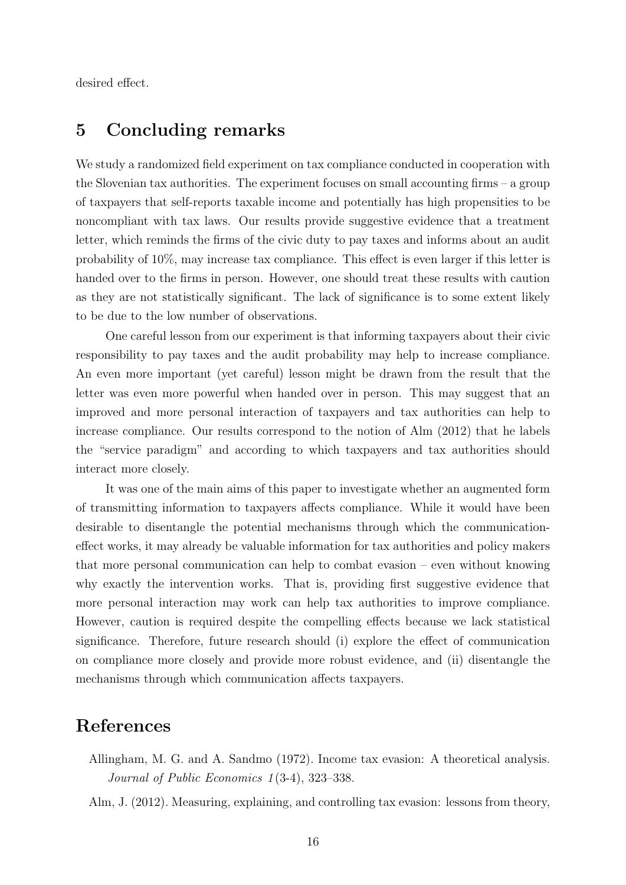desired effect.

## 5 Concluding remarks

We study a randomized field experiment on tax compliance conducted in cooperation with the Slovenian tax authorities. The experiment focuses on small accounting firms – a group of taxpayers that self-reports taxable income and potentially has high propensities to be noncompliant with tax laws. Our results provide suggestive evidence that a treatment letter, which reminds the firms of the civic duty to pay taxes and informs about an audit probability of 10%, may increase tax compliance. This effect is even larger if this letter is handed over to the firms in person. However, one should treat these results with caution as they are not statistically significant. The lack of significance is to some extent likely to be due to the low number of observations.

One careful lesson from our experiment is that informing taxpayers about their civic responsibility to pay taxes and the audit probability may help to increase compliance. An even more important (yet careful) lesson might be drawn from the result that the letter was even more powerful when handed over in person. This may suggest that an improved and more personal interaction of taxpayers and tax authorities can help to increase compliance. Our results correspond to the notion of Alm (2012) that he labels the "service paradigm" and according to which taxpayers and tax authorities should interact more closely.

It was one of the main aims of this paper to investigate whether an augmented form of transmitting information to taxpayers affects compliance. While it would have been desirable to disentangle the potential mechanisms through which the communication-effect works, it may already be valuable information for tax authorities and policy makers that more personal communication can help to combat evasion – even without knowing why exactly the intervention works. That is, providing first suggestive evidence that more personal interaction may work can help tax authorities to improve compliance. However, caution is required despite the compelling effects because we lack statistical significance. Therefore, future research should (i) explore the effect of communication on compliance more closely and provide more robust evidence, and (ii) disentangle the mechanisms through which communication affects taxpayers.

## References

Allingham, M. G. and A. Sandmo (1972). Income tax evasion: A theoretical analysis. *Journal of Public Economics 1*(3-4), 323–338.

Alm, J. (2012). Measuring, explaining, and controlling tax evasion: lessons from theory,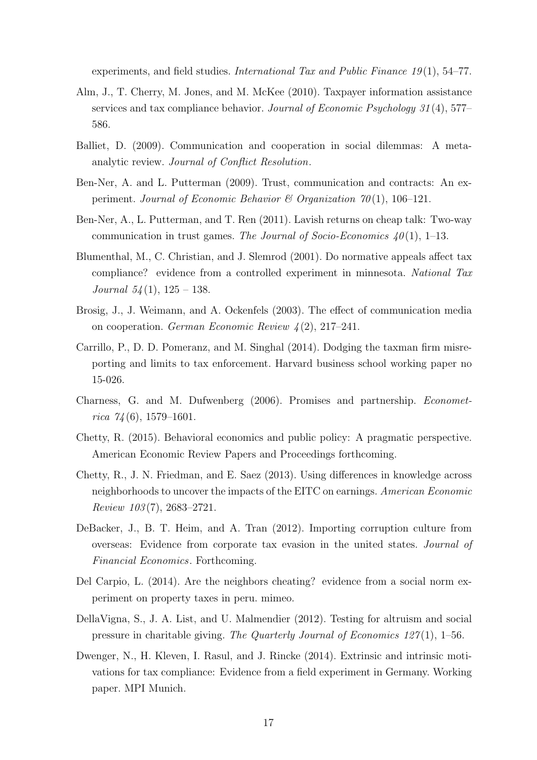experiments, and field studies. *International Tax and Public Finance 19*(1), 54–77.

Alm, J., T. Cherry, M. Jones, and M. McKee (2010). Taxpayer information assistance services and tax compliance behavior. *Journal of Economic Psychology 31*(4), 577–586.

Balliet, D. (2009). Communication and cooperation in social dilemmas: A meta-analytic review. *Journal of Conflict Resolution*.

Ben-Ner, A. and L. Putterman (2009). Trust, communication and contracts: An experiment. *Journal of Economic Behavior & Organization 70*(1), 106–121.

Ben-Ner, A., L. Putterman, and T. Ren (2011). Lavish returns on cheap talk: Two-way communication in trust games. *The Journal of Socio-Economics 40*(1), 1–13.

Blumenthal, M., C. Christian, and J. Slemrod (2001). Do normative appeals affect tax compliance? evidence from a controlled experiment in minnesota. *National Tax Journal 54*(1), 125 – 138.

Brosig, J., J. Weimann, and A. Ockenfels (2003). The effect of communication media on cooperation. *German Economic Review 4*(2), 217–241.

Carrillo, P., D. D. Pomeranz, and M. Singhal (2014). Dodging the taxman firm misreporting and limits to tax enforcement. Harvard business school working paper no 15-026.

Charness, G. and M. Dufwenberg (2006). Promises and partnership. *Econometrica 74*(6), 1579–1601.

Chetty, R. (2015). Behavioral economics and public policy: A pragmatic perspective. American Economic Review Papers and Proceedings forthcoming.

Chetty, R., J. N. Friedman, and E. Saez (2013). Using differences in knowledge across neighborhoods to uncover the impacts of the EITC on earnings. *American Economic Review 103*(7), 2683–2721.

DeBacker, J., B. T. Heim, and A. Tran (2012). Importing corruption culture from overseas: Evidence from corporate tax evasion in the united states. *Journal of Financial Economics*. Forthcoming.

Del Carpio, L. (2014). Are the neighbors cheating? evidence from a social norm experiment on property taxes in peru. mimeo.

DellaVigna, S., J. A. List, and U. Malmendier (2012). Testing for altruism and social pressure in charitable giving. *The Quarterly Journal of Economics 127*(1), 1–56.

Dwenger, N., H. Kleven, I. Rasul, and J. Rincke (2014). Extrinsic and intrinsic motivations for tax compliance: Evidence from a field experiment in Germany. Working paper. MPI Munich.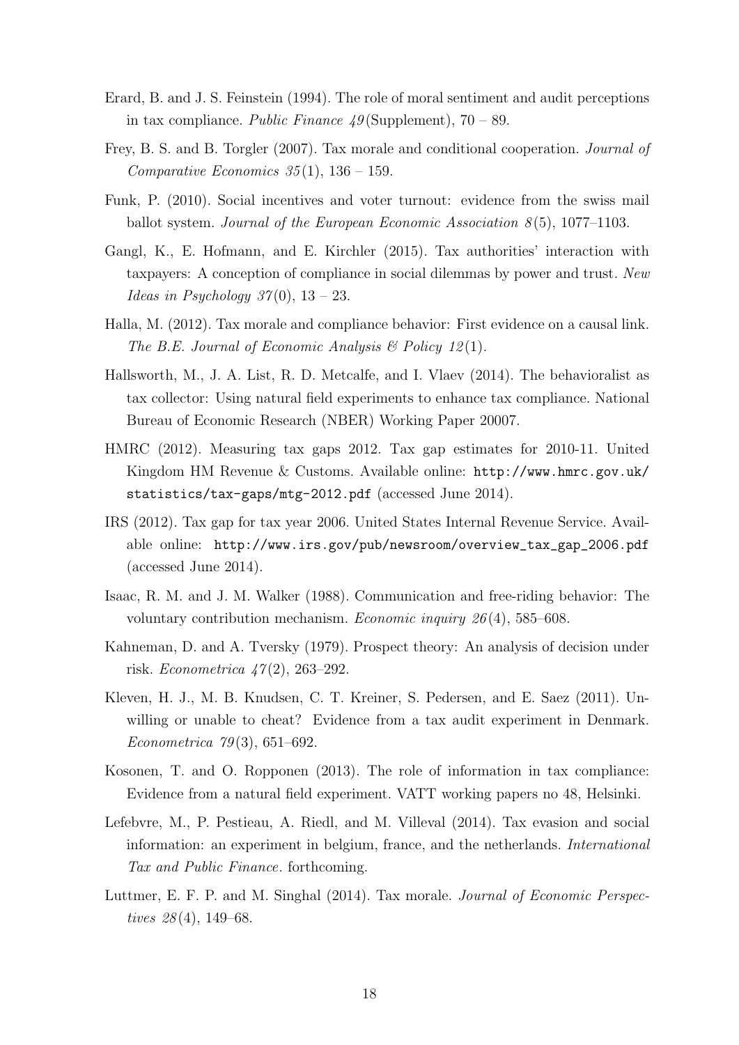Erard, B. and J. S. Feinstein (1994). The role of moral sentiment and audit perceptions in tax compliance. *Public Finance 49*(Supplement), 70 – 89.

Frey, B. S. and B. Torgler (2007). Tax morale and conditional cooperation. *Journal of Comparative Economics 35*(1), 136 – 159.

Funk, P. (2010). Social incentives and voter turnout: evidence from the swiss mail ballot system. *Journal of the European Economic Association 8*(5), 1077–1103.

Gangl, K., E. Hofmann, and E. Kirchler (2015). Tax authorities' interaction with taxpayers: A conception of compliance in social dilemmas by power and trust. *New Ideas in Psychology 37*(0), 13 – 23.

Halla, M. (2012). Tax morale and compliance behavior: First evidence on a causal link. *The B.E. Journal of Economic Analysis & Policy 12*(1).

Hallsworth, M., J. A. List, R. D. Metcalfe, and I. Vlaev (2014). The behavioralist as tax collector: Using natural field experiments to enhance tax compliance. National Bureau of Economic Research (NBER) Working Paper 20007.

HMRC (2012). Measuring tax gaps 2012. Tax gap estimates for 2010-11. United Kingdom HM Revenue & Customs. Available online: `http://www.hmrc.gov.uk/statistics/tax-gaps/mtg-2012.pdf` (accessed June 2014).

IRS (2012). Tax gap for tax year 2006. United States Internal Revenue Service. Available online: `http://www.irs.gov/pub/newsroom/overview_tax_gap_2006.pdf` (accessed June 2014).

Isaac, R. M. and J. M. Walker (1988). Communication and free-riding behavior: The voluntary contribution mechanism. *Economic inquiry 26*(4), 585–608.

Kahneman, D. and A. Tversky (1979). Prospect theory: An analysis of decision under risk. *Econometrica 47*(2), 263–292.

Kleven, H. J., M. B. Knudsen, C. T. Kreiner, S. Pedersen, and E. Saez (2011). Unwilling or unable to cheat? Evidence from a tax audit experiment in Denmark. *Econometrica 79*(3), 651–692.

Kosonen, T. and O. Ropponen (2013). The role of information in tax compliance: Evidence from a natural field experiment. VATT working papers no 48, Helsinki.

Lefebvre, M., P. Pestieau, A. Riedl, and M. Villeval (2014). Tax evasion and social information: an experiment in belgium, france, and the netherlands. *International Tax and Public Finance*. forthcoming.

Luttmer, E. F. P. and M. Singhal (2014). Tax morale. *Journal of Economic Perspectives 28*(4), 149–68.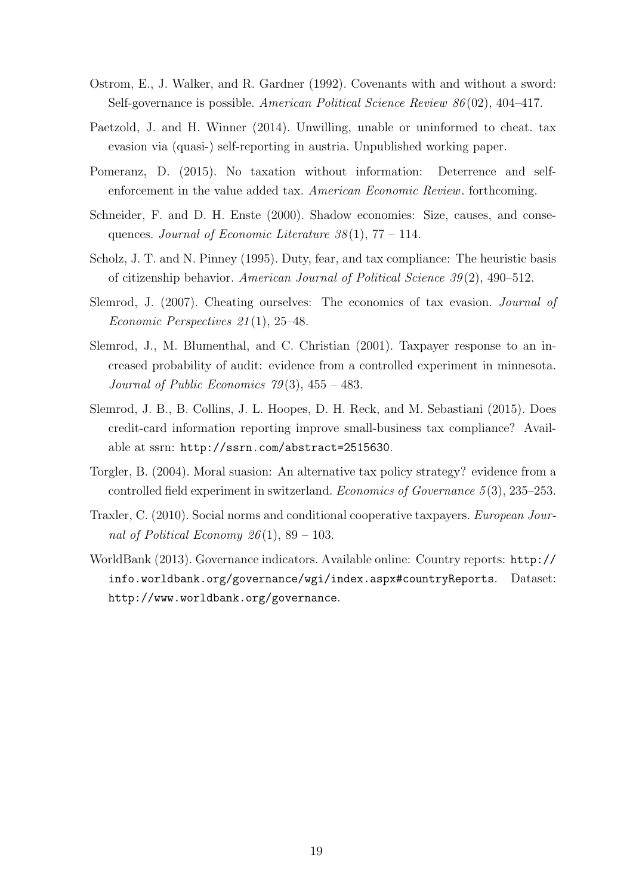Ostrom, E., J. Walker, and R. Gardner (1992). Covenants with and without a sword: Self-governance is possible. *American Political Science Review 86*(02), 404–417.

Paetzold, J. and H. Winner (2014). Unwilling, unable or uninformed to cheat. tax evasion via (quasi-) self-reporting in austria. Unpublished working paper.

Pomeranz, D. (2015). No taxation without information: Deterrence and self-enforcement in the value added tax. *American Economic Review*. forthcoming.

Schneider, F. and D. H. Enste (2000). Shadow economies: Size, causes, and consequences. *Journal of Economic Literature 38*(1), 77 – 114.

Scholz, J. T. and N. Pinney (1995). Duty, fear, and tax compliance: The heuristic basis of citizenship behavior. *American Journal of Political Science 39*(2), 490–512.

Slemrod, J. (2007). Cheating ourselves: The economics of tax evasion. *Journal of Economic Perspectives 21*(1), 25–48.

Slemrod, J., M. Blumenthal, and C. Christian (2001). Taxpayer response to an increased probability of audit: evidence from a controlled experiment in minnesota. *Journal of Public Economics 79*(3), 455 – 483.

Slemrod, J. B., B. Collins, J. L. Hoopes, D. H. Reck, and M. Sebastiani (2015). Does credit-card information reporting improve small-business tax compliance? Available at ssrn: `http://ssrn.com/abstract=2515630`.

Torgler, B. (2004). Moral suasion: An alternative tax policy strategy? evidence from a controlled field experiment in switzerland. *Economics of Governance 5*(3), 235–253.

Traxler, C. (2010). Social norms and conditional cooperative taxpayers. *European Journal of Political Economy 26*(1), 89 – 103.

WorldBank (2013). Governance indicators. Available online: Country reports: `http://info.worldbank.org/governance/wgi/index.aspx#countryReports`. Dataset: `http://www.worldbank.org/governance`.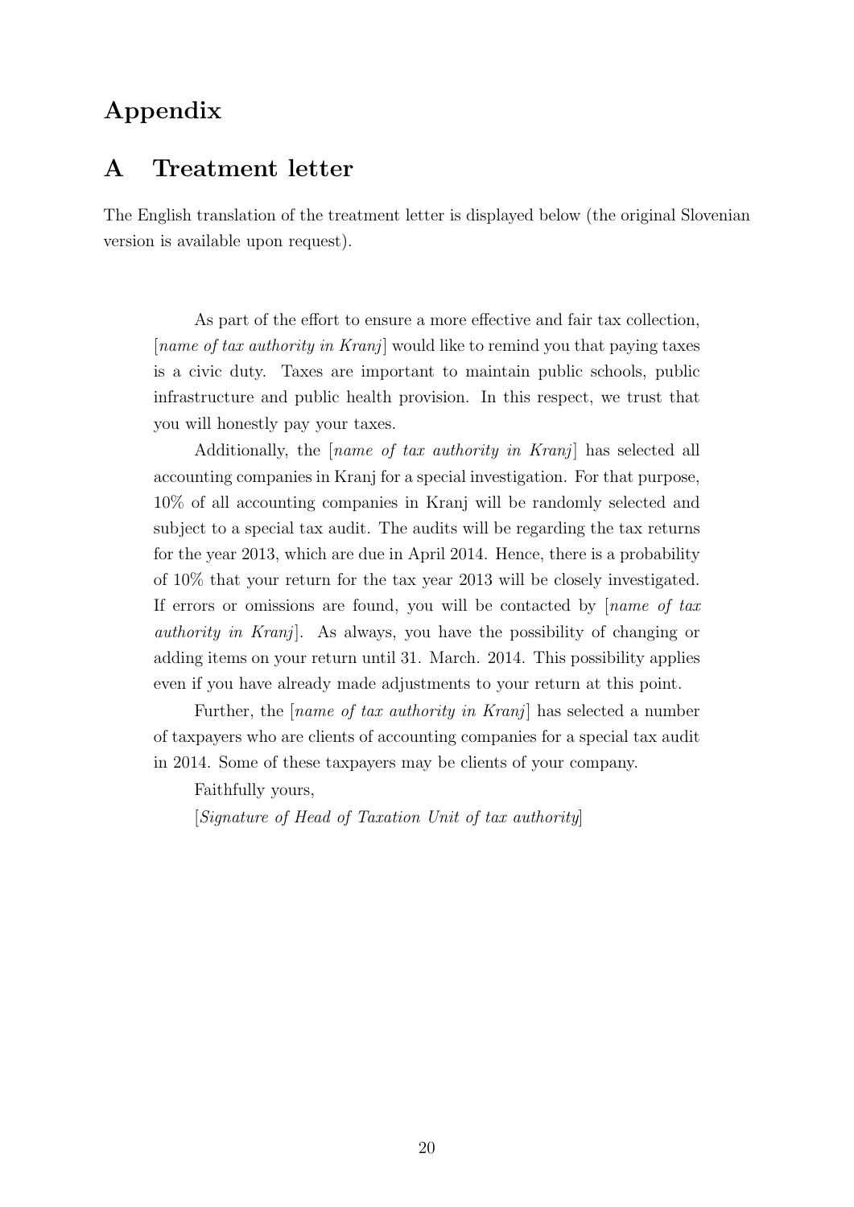# Appendix

## A Treatment letter

The English translation of the treatment letter is displayed below (the original Slovenian version is available upon request).

> As part of the effort to ensure a more effective and fair tax collection, [*name of tax authority in Kranj*] would like to remind you that paying taxes is a civic duty. Taxes are important to maintain public schools, public infrastructure and public health provision. In this respect, we trust that you will honestly pay your taxes.
>
> Additionally, the [*name of tax authority in Kranj*] has selected all accounting companies in Kranj for a special investigation. For that purpose, 10% of all accounting companies in Kranj will be randomly selected and subject to a special tax audit. The audits will be regarding the tax returns for the year 2013, which are due in April 2014. Hence, there is a probability of 10% that your return for the tax year 2013 will be closely investigated. If errors or omissions are found, you will be contacted by [*name of tax authority in Kranj*]. As always, you have the possibility of changing or adding items on your return until 31. March. 2014. This possibility applies even if you have already made adjustments to your return at this point.
>
> Further, the [*name of tax authority in Kranj*] has selected a number of taxpayers who are clients of accounting companies for a special tax audit in 2014. Some of these taxpayers may be clients of your company.
>
> Faithfully yours,
>
> [*Signature of Head of Taxation Unit of tax authority*]